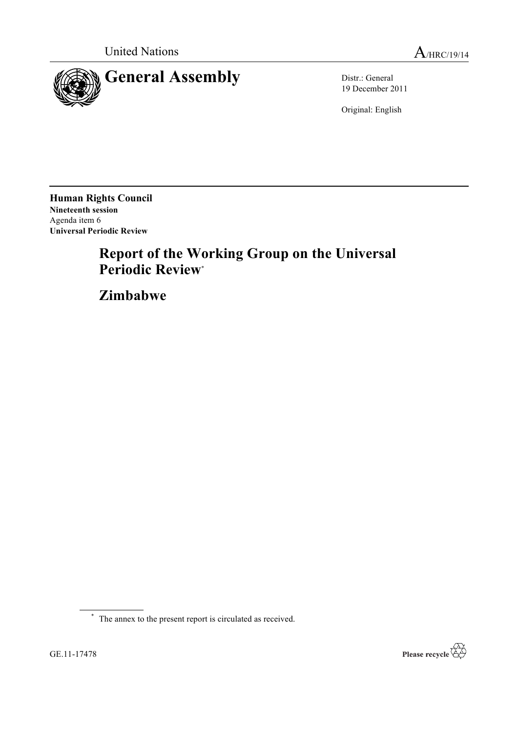United Nations A/HRC/19/14

# General Assembly

Distr.: General
19 December 2011

Original: English

**Human Rights Council**
**Nineteenth session**
Agenda item 6
**Universal Periodic Review**

## Report of the Working Group on the Universal Periodic Review*

## Zimbabwe

\* The annex to the present report is circulated as received.

GE.11-17478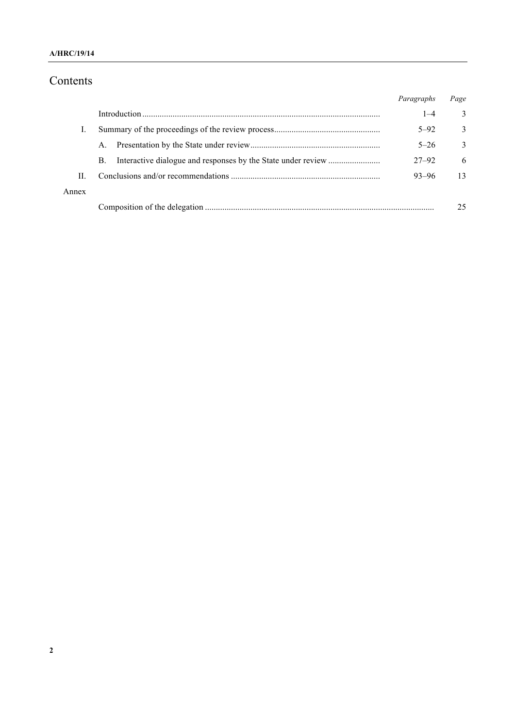# Contents

| | | Paragraphs | Page |
|---|---|---|---|
| | Introduction | 1–4 | 3 |
| I. | Summary of the proceedings of the review process | 5–92 | 3 |
| | A. Presentation by the State under review | 5–26 | 3 |
| | B. Interactive dialogue and responses by the State under review | 27–92 | 6 |
| II. | Conclusions and/or recommendations | 93–96 | 13 |
| Annex | | | |
| | Composition of the delegation | | 25 |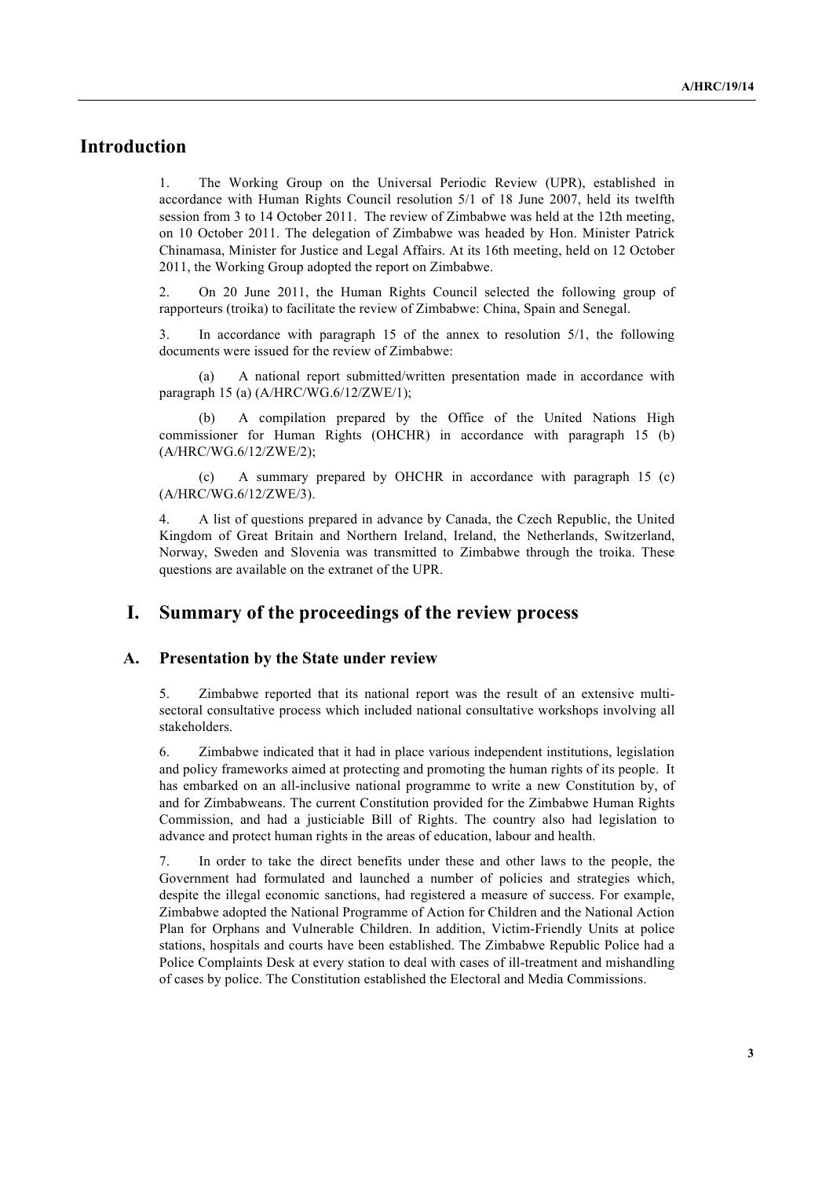## Introduction

1. The Working Group on the Universal Periodic Review (UPR), established in accordance with Human Rights Council resolution 5/1 of 18 June 2007, held its twelfth session from 3 to 14 October 2011. The review of Zimbabwe was held at the 12th meeting, on 10 October 2011. The delegation of Zimbabwe was headed by Hon. Minister Patrick Chinamasa, Minister for Justice and Legal Affairs. At its 16th meeting, held on 12 October 2011, the Working Group adopted the report on Zimbabwe.

2. On 20 June 2011, the Human Rights Council selected the following group of rapporteurs (troika) to facilitate the review of Zimbabwe: China, Spain and Senegal.

3. In accordance with paragraph 15 of the annex to resolution 5/1, the following documents were issued for the review of Zimbabwe:

(a) A national report submitted/written presentation made in accordance with paragraph 15 (a) (A/HRC/WG.6/12/ZWE/1);

(b) A compilation prepared by the Office of the United Nations High commissioner for Human Rights (OHCHR) in accordance with paragraph 15 (b) (A/HRC/WG.6/12/ZWE/2);

(c) A summary prepared by OHCHR in accordance with paragraph 15 (c) (A/HRC/WG.6/12/ZWE/3).

4. A list of questions prepared in advance by Canada, the Czech Republic, the United Kingdom of Great Britain and Northern Ireland, Ireland, the Netherlands, Switzerland, Norway, Sweden and Slovenia was transmitted to Zimbabwe through the troika. These questions are available on the extranet of the UPR.

## I. Summary of the proceedings of the review process

### A. Presentation by the State under review

5. Zimbabwe reported that its national report was the result of an extensive multi-sectoral consultative process which included national consultative workshops involving all stakeholders.

6. Zimbabwe indicated that it had in place various independent institutions, legislation and policy frameworks aimed at protecting and promoting the human rights of its people. It has embarked on an all-inclusive national programme to write a new Constitution by, of and for Zimbabweans. The current Constitution provided for the Zimbabwe Human Rights Commission, and had a justiciable Bill of Rights. The country also had legislation to advance and protect human rights in the areas of education, labour and health.

7. In order to take the direct benefits under these and other laws to the people, the Government had formulated and launched a number of policies and strategies which, despite the illegal economic sanctions, had registered a measure of success. For example, Zimbabwe adopted the National Programme of Action for Children and the National Action Plan for Orphans and Vulnerable Children. In addition, Victim-Friendly Units at police stations, hospitals and courts have been established. The Zimbabwe Republic Police had a Police Complaints Desk at every station to deal with cases of ill-treatment and mishandling of cases by police. The Constitution established the Electoral and Media Commissions.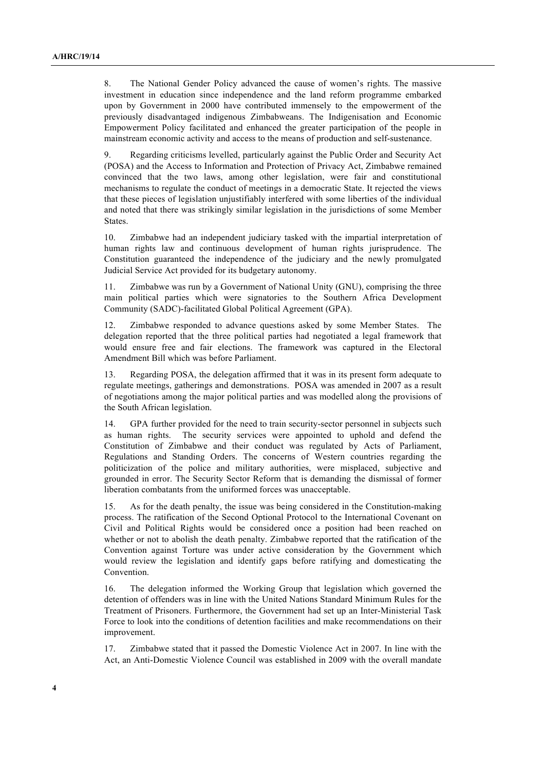8. The National Gender Policy advanced the cause of women's rights. The massive investment in education since independence and the land reform programme embarked upon by Government in 2000 have contributed immensely to the empowerment of the previously disadvantaged indigenous Zimbabweans. The Indigenisation and Economic Empowerment Policy facilitated and enhanced the greater participation of the people in mainstream economic activity and access to the means of production and self-sustenance.

9. Regarding criticisms levelled, particularly against the Public Order and Security Act (POSA) and the Access to Information and Protection of Privacy Act, Zimbabwe remained convinced that the two laws, among other legislation, were fair and constitutional mechanisms to regulate the conduct of meetings in a democratic State. It rejected the views that these pieces of legislation unjustifiably interfered with some liberties of the individual and noted that there was strikingly similar legislation in the jurisdictions of some Member States.

10. Zimbabwe had an independent judiciary tasked with the impartial interpretation of human rights law and continuous development of human rights jurisprudence. The Constitution guaranteed the independence of the judiciary and the newly promulgated Judicial Service Act provided for its budgetary autonomy.

11. Zimbabwe was run by a Government of National Unity (GNU), comprising the three main political parties which were signatories to the Southern Africa Development Community (SADC)-facilitated Global Political Agreement (GPA).

12. Zimbabwe responded to advance questions asked by some Member States. The delegation reported that the three political parties had negotiated a legal framework that would ensure free and fair elections. The framework was captured in the Electoral Amendment Bill which was before Parliament.

13. Regarding POSA, the delegation affirmed that it was in its present form adequate to regulate meetings, gatherings and demonstrations. POSA was amended in 2007 as a result of negotiations among the major political parties and was modelled along the provisions of the South African legislation.

14. GPA further provided for the need to train security-sector personnel in subjects such as human rights. The security services were appointed to uphold and defend the Constitution of Zimbabwe and their conduct was regulated by Acts of Parliament, Regulations and Standing Orders. The concerns of Western countries regarding the politicization of the police and military authorities, were misplaced, subjective and grounded in error. The Security Sector Reform that is demanding the dismissal of former liberation combatants from the uniformed forces was unacceptable.

15. As for the death penalty, the issue was being considered in the Constitution-making process. The ratification of the Second Optional Protocol to the International Covenant on Civil and Political Rights would be considered once a position had been reached on whether or not to abolish the death penalty. Zimbabwe reported that the ratification of the Convention against Torture was under active consideration by the Government which would review the legislation and identify gaps before ratifying and domesticating the Convention.

16. The delegation informed the Working Group that legislation which governed the detention of offenders was in line with the United Nations Standard Minimum Rules for the Treatment of Prisoners. Furthermore, the Government had set up an Inter-Ministerial Task Force to look into the conditions of detention facilities and make recommendations on their improvement.

17. Zimbabwe stated that it passed the Domestic Violence Act in 2007. In line with the Act, an Anti-Domestic Violence Council was established in 2009 with the overall mandate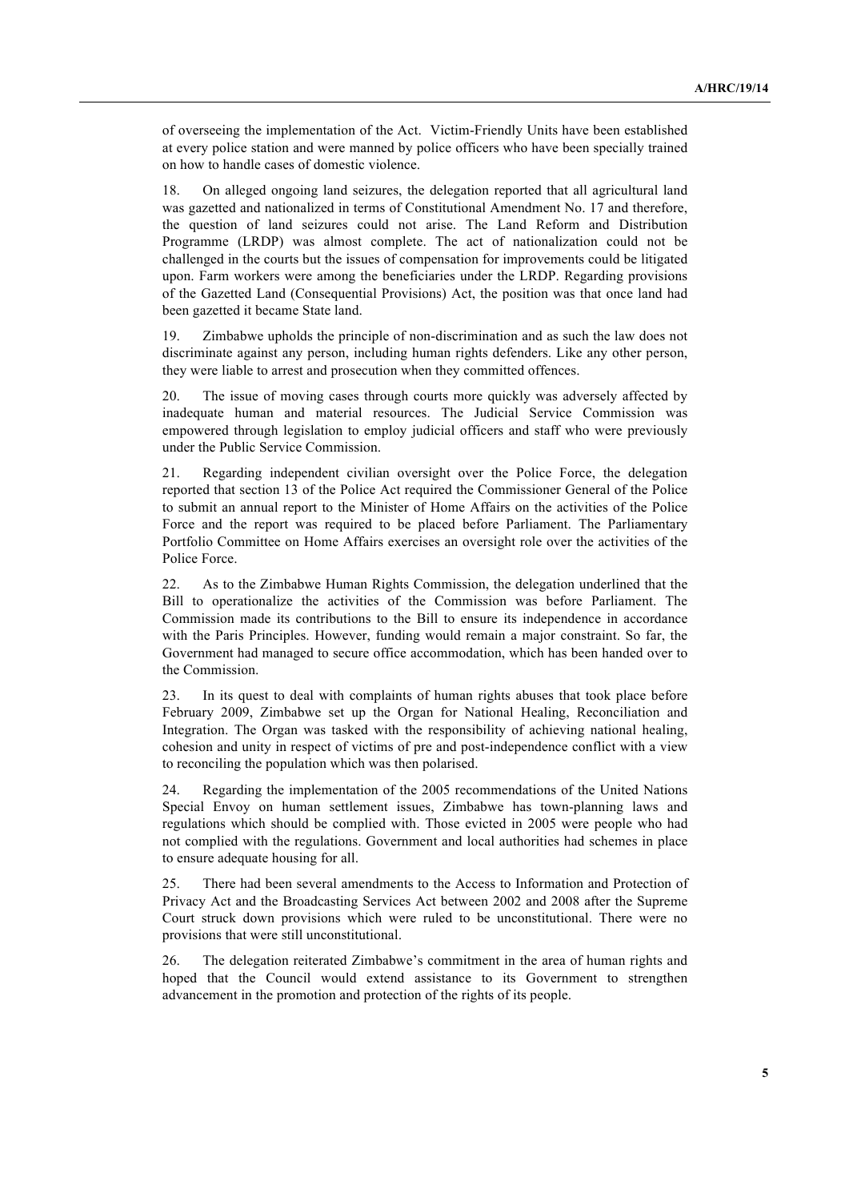of overseeing the implementation of the Act. Victim-Friendly Units have been established at every police station and were manned by police officers who have been specially trained on how to handle cases of domestic violence.

18. On alleged ongoing land seizures, the delegation reported that all agricultural land was gazetted and nationalized in terms of Constitutional Amendment No. 17 and therefore, the question of land seizures could not arise. The Land Reform and Distribution Programme (LRDP) was almost complete. The act of nationalization could not be challenged in the courts but the issues of compensation for improvements could be litigated upon. Farm workers were among the beneficiaries under the LRDP. Regarding provisions of the Gazetted Land (Consequential Provisions) Act, the position was that once land had been gazetted it became State land.

19. Zimbabwe upholds the principle of non-discrimination and as such the law does not discriminate against any person, including human rights defenders. Like any other person, they were liable to arrest and prosecution when they committed offences.

20. The issue of moving cases through courts more quickly was adversely affected by inadequate human and material resources. The Judicial Service Commission was empowered through legislation to employ judicial officers and staff who were previously under the Public Service Commission.

21. Regarding independent civilian oversight over the Police Force, the delegation reported that section 13 of the Police Act required the Commissioner General of the Police to submit an annual report to the Minister of Home Affairs on the activities of the Police Force and the report was required to be placed before Parliament. The Parliamentary Portfolio Committee on Home Affairs exercises an oversight role over the activities of the Police Force.

22. As to the Zimbabwe Human Rights Commission, the delegation underlined that the Bill to operationalize the activities of the Commission was before Parliament. The Commission made its contributions to the Bill to ensure its independence in accordance with the Paris Principles. However, funding would remain a major constraint. So far, the Government had managed to secure office accommodation, which has been handed over to the Commission.

23. In its quest to deal with complaints of human rights abuses that took place before February 2009, Zimbabwe set up the Organ for National Healing, Reconciliation and Integration. The Organ was tasked with the responsibility of achieving national healing, cohesion and unity in respect of victims of pre and post-independence conflict with a view to reconciling the population which was then polarised.

24. Regarding the implementation of the 2005 recommendations of the United Nations Special Envoy on human settlement issues, Zimbabwe has town-planning laws and regulations which should be complied with. Those evicted in 2005 were people who had not complied with the regulations. Government and local authorities had schemes in place to ensure adequate housing for all.

25. There had been several amendments to the Access to Information and Protection of Privacy Act and the Broadcasting Services Act between 2002 and 2008 after the Supreme Court struck down provisions which were ruled to be unconstitutional. There were no provisions that were still unconstitutional.

26. The delegation reiterated Zimbabwe's commitment in the area of human rights and hoped that the Council would extend assistance to its Government to strengthen advancement in the promotion and protection of the rights of its people.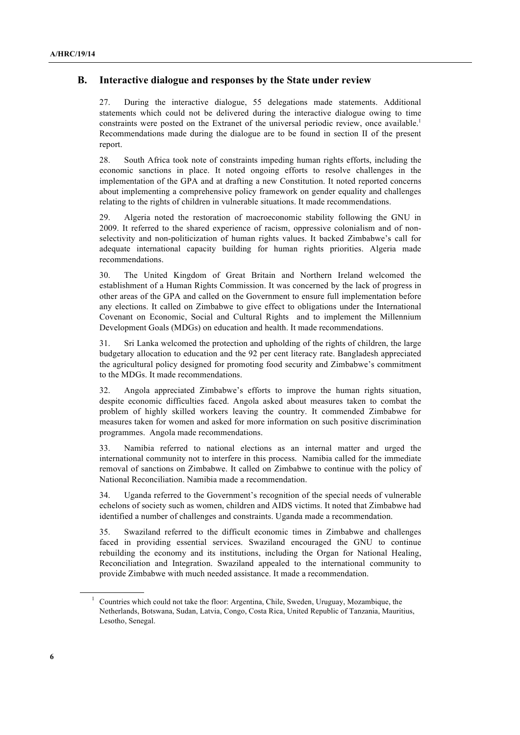## B. Interactive dialogue and responses by the State under review

27. During the interactive dialogue, 55 delegations made statements. Additional statements which could not be delivered during the interactive dialogue owing to time constraints were posted on the Extranet of the universal periodic review, once available.[1] Recommendations made during the dialogue are to be found in section II of the present report.

28. South Africa took note of constraints impeding human rights efforts, including the economic sanctions in place. It noted ongoing efforts to resolve challenges in the implementation of the GPA and at drafting a new Constitution. It noted reported concerns about implementing a comprehensive policy framework on gender equality and challenges relating to the rights of children in vulnerable situations. It made recommendations.

29. Algeria noted the restoration of macroeconomic stability following the GNU in 2009. It referred to the shared experience of racism, oppressive colonialism and of non-selectivity and non-politicization of human rights values. It backed Zimbabwe's call for adequate international capacity building for human rights priorities. Algeria made recommendations.

30. The United Kingdom of Great Britain and Northern Ireland welcomed the establishment of a Human Rights Commission. It was concerned by the lack of progress in other areas of the GPA and called on the Government to ensure full implementation before any elections. It called on Zimbabwe to give effect to obligations under the International Covenant on Economic, Social and Cultural Rights and to implement the Millennium Development Goals (MDGs) on education and health. It made recommendations.

31. Sri Lanka welcomed the protection and upholding of the rights of children, the large budgetary allocation to education and the 92 per cent literacy rate. Bangladesh appreciated the agricultural policy designed for promoting food security and Zimbabwe's commitment to the MDGs. It made recommendations.

32. Angola appreciated Zimbabwe's efforts to improve the human rights situation, despite economic difficulties faced. Angola asked about measures taken to combat the problem of highly skilled workers leaving the country. It commended Zimbabwe for measures taken for women and asked for more information on such positive discrimination programmes. Angola made recommendations.

33. Namibia referred to national elections as an internal matter and urged the international community not to interfere in this process. Namibia called for the immediate removal of sanctions on Zimbabwe. It called on Zimbabwe to continue with the policy of National Reconciliation. Namibia made a recommendation.

34. Uganda referred to the Government's recognition of the special needs of vulnerable echelons of society such as women, children and AIDS victims. It noted that Zimbabwe had identified a number of challenges and constraints. Uganda made a recommendation.

35. Swaziland referred to the difficult economic times in Zimbabwe and challenges faced in providing essential services. Swaziland encouraged the GNU to continue rebuilding the economy and its institutions, including the Organ for National Healing, Reconciliation and Integration. Swaziland appealed to the international community to provide Zimbabwe with much needed assistance. It made a recommendation.

[1] Countries which could not take the floor: Argentina, Chile, Sweden, Uruguay, Mozambique, the Netherlands, Botswana, Sudan, Latvia, Congo, Costa Rica, United Republic of Tanzania, Mauritius, Lesotho, Senegal.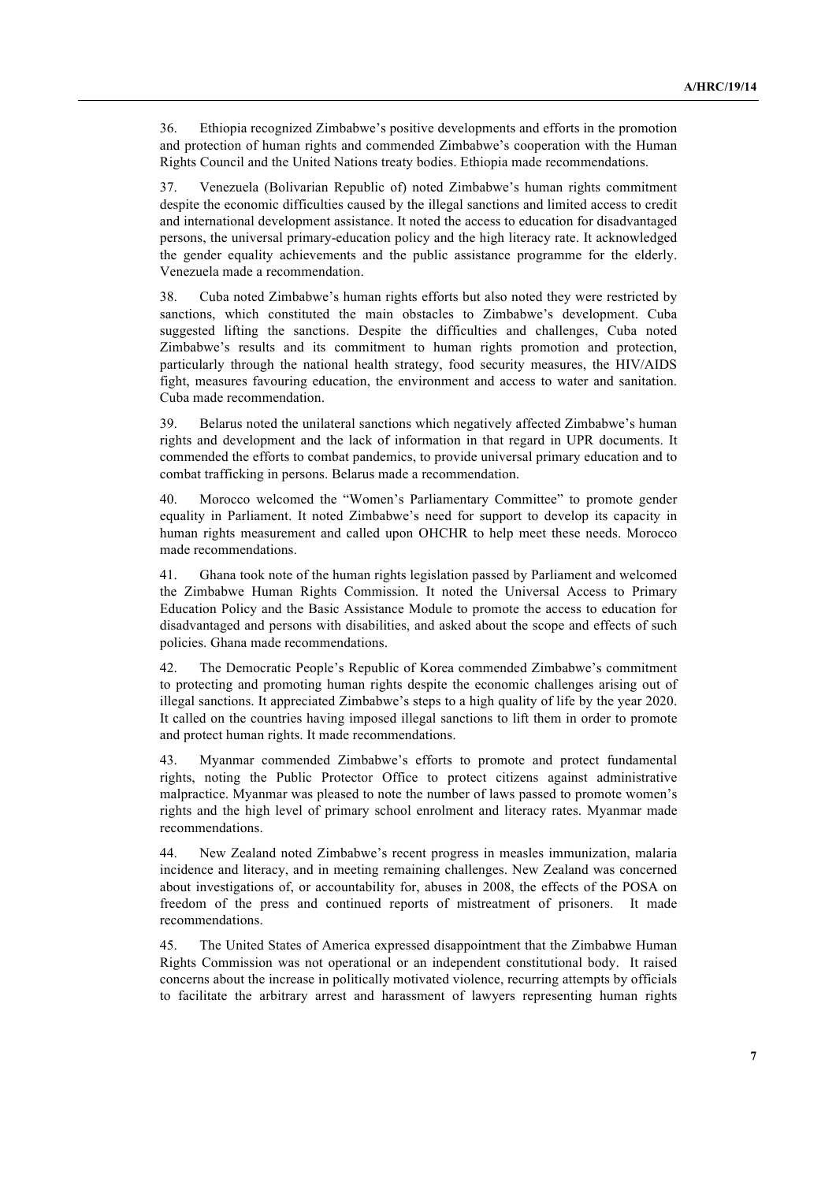36. Ethiopia recognized Zimbabwe's positive developments and efforts in the promotion and protection of human rights and commended Zimbabwe's cooperation with the Human Rights Council and the United Nations treaty bodies. Ethiopia made recommendations.

37. Venezuela (Bolivarian Republic of) noted Zimbabwe's human rights commitment despite the economic difficulties caused by the illegal sanctions and limited access to credit and international development assistance. It noted the access to education for disadvantaged persons, the universal primary-education policy and the high literacy rate. It acknowledged the gender equality achievements and the public assistance programme for the elderly. Venezuela made a recommendation.

38. Cuba noted Zimbabwe's human rights efforts but also noted they were restricted by sanctions, which constituted the main obstacles to Zimbabwe's development. Cuba suggested lifting the sanctions. Despite the difficulties and challenges, Cuba noted Zimbabwe's results and its commitment to human rights promotion and protection, particularly through the national health strategy, food security measures, the HIV/AIDS fight, measures favouring education, the environment and access to water and sanitation. Cuba made recommendation.

39. Belarus noted the unilateral sanctions which negatively affected Zimbabwe's human rights and development and the lack of information in that regard in UPR documents. It commended the efforts to combat pandemics, to provide universal primary education and to combat trafficking in persons. Belarus made a recommendation.

40. Morocco welcomed the "Women's Parliamentary Committee" to promote gender equality in Parliament. It noted Zimbabwe's need for support to develop its capacity in human rights measurement and called upon OHCHR to help meet these needs. Morocco made recommendations.

41. Ghana took note of the human rights legislation passed by Parliament and welcomed the Zimbabwe Human Rights Commission. It noted the Universal Access to Primary Education Policy and the Basic Assistance Module to promote the access to education for disadvantaged and persons with disabilities, and asked about the scope and effects of such policies. Ghana made recommendations.

42. The Democratic People's Republic of Korea commended Zimbabwe's commitment to protecting and promoting human rights despite the economic challenges arising out of illegal sanctions. It appreciated Zimbabwe's steps to a high quality of life by the year 2020. It called on the countries having imposed illegal sanctions to lift them in order to promote and protect human rights. It made recommendations.

43. Myanmar commended Zimbabwe's efforts to promote and protect fundamental rights, noting the Public Protector Office to protect citizens against administrative malpractice. Myanmar was pleased to note the number of laws passed to promote women's rights and the high level of primary school enrolment and literacy rates. Myanmar made recommendations.

44. New Zealand noted Zimbabwe's recent progress in measles immunization, malaria incidence and literacy, and in meeting remaining challenges. New Zealand was concerned about investigations of, or accountability for, abuses in 2008, the effects of the POSA on freedom of the press and continued reports of mistreatment of prisoners. It made recommendations.

45. The United States of America expressed disappointment that the Zimbabwe Human Rights Commission was not operational or an independent constitutional body. It raised concerns about the increase in politically motivated violence, recurring attempts by officials to facilitate the arbitrary arrest and harassment of lawyers representing human rights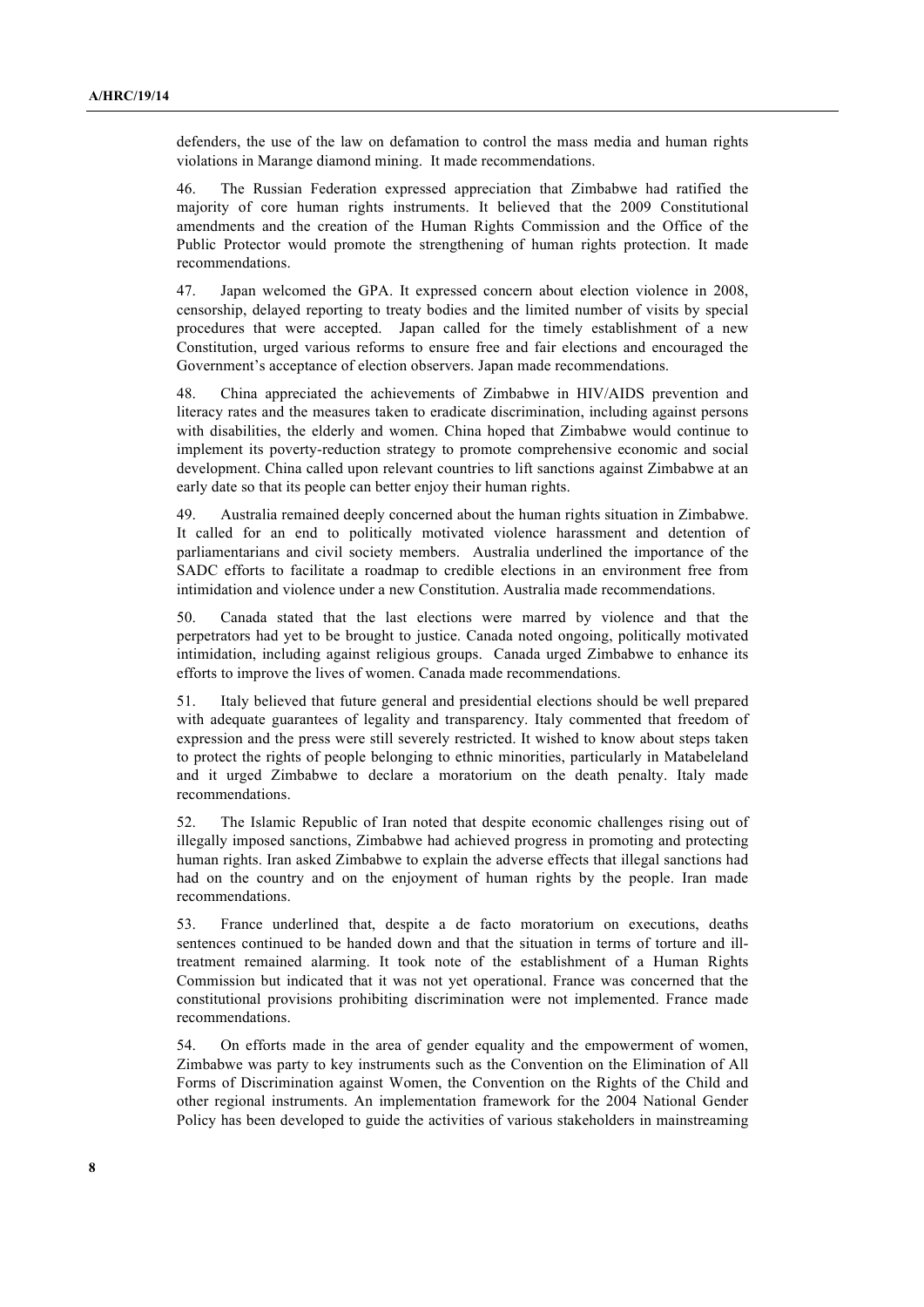defenders, the use of the law on defamation to control the mass media and human rights violations in Marange diamond mining. It made recommendations.

46. The Russian Federation expressed appreciation that Zimbabwe had ratified the majority of core human rights instruments. It believed that the 2009 Constitutional amendments and the creation of the Human Rights Commission and the Office of the Public Protector would promote the strengthening of human rights protection. It made recommendations.

47. Japan welcomed the GPA. It expressed concern about election violence in 2008, censorship, delayed reporting to treaty bodies and the limited number of visits by special procedures that were accepted. Japan called for the timely establishment of a new Constitution, urged various reforms to ensure free and fair elections and encouraged the Government's acceptance of election observers. Japan made recommendations.

48. China appreciated the achievements of Zimbabwe in HIV/AIDS prevention and literacy rates and the measures taken to eradicate discrimination, including against persons with disabilities, the elderly and women. China hoped that Zimbabwe would continue to implement its poverty-reduction strategy to promote comprehensive economic and social development. China called upon relevant countries to lift sanctions against Zimbabwe at an early date so that its people can better enjoy their human rights.

49. Australia remained deeply concerned about the human rights situation in Zimbabwe. It called for an end to politically motivated violence harassment and detention of parliamentarians and civil society members. Australia underlined the importance of the SADC efforts to facilitate a roadmap to credible elections in an environment free from intimidation and violence under a new Constitution. Australia made recommendations.

50. Canada stated that the last elections were marred by violence and that the perpetrators had yet to be brought to justice. Canada noted ongoing, politically motivated intimidation, including against religious groups. Canada urged Zimbabwe to enhance its efforts to improve the lives of women. Canada made recommendations.

51. Italy believed that future general and presidential elections should be well prepared with adequate guarantees of legality and transparency. Italy commented that freedom of expression and the press were still severely restricted. It wished to know about steps taken to protect the rights of people belonging to ethnic minorities, particularly in Matabeleland and it urged Zimbabwe to declare a moratorium on the death penalty. Italy made recommendations.

52. The Islamic Republic of Iran noted that despite economic challenges rising out of illegally imposed sanctions, Zimbabwe had achieved progress in promoting and protecting human rights. Iran asked Zimbabwe to explain the adverse effects that illegal sanctions had had on the country and on the enjoyment of human rights by the people. Iran made recommendations.

53. France underlined that, despite a de facto moratorium on executions, deaths sentences continued to be handed down and that the situation in terms of torture and ill-treatment remained alarming. It took note of the establishment of a Human Rights Commission but indicated that it was not yet operational. France was concerned that the constitutional provisions prohibiting discrimination were not implemented. France made recommendations.

54. On efforts made in the area of gender equality and the empowerment of women, Zimbabwe was party to key instruments such as the Convention on the Elimination of All Forms of Discrimination against Women, the Convention on the Rights of the Child and other regional instruments. An implementation framework for the 2004 National Gender Policy has been developed to guide the activities of various stakeholders in mainstreaming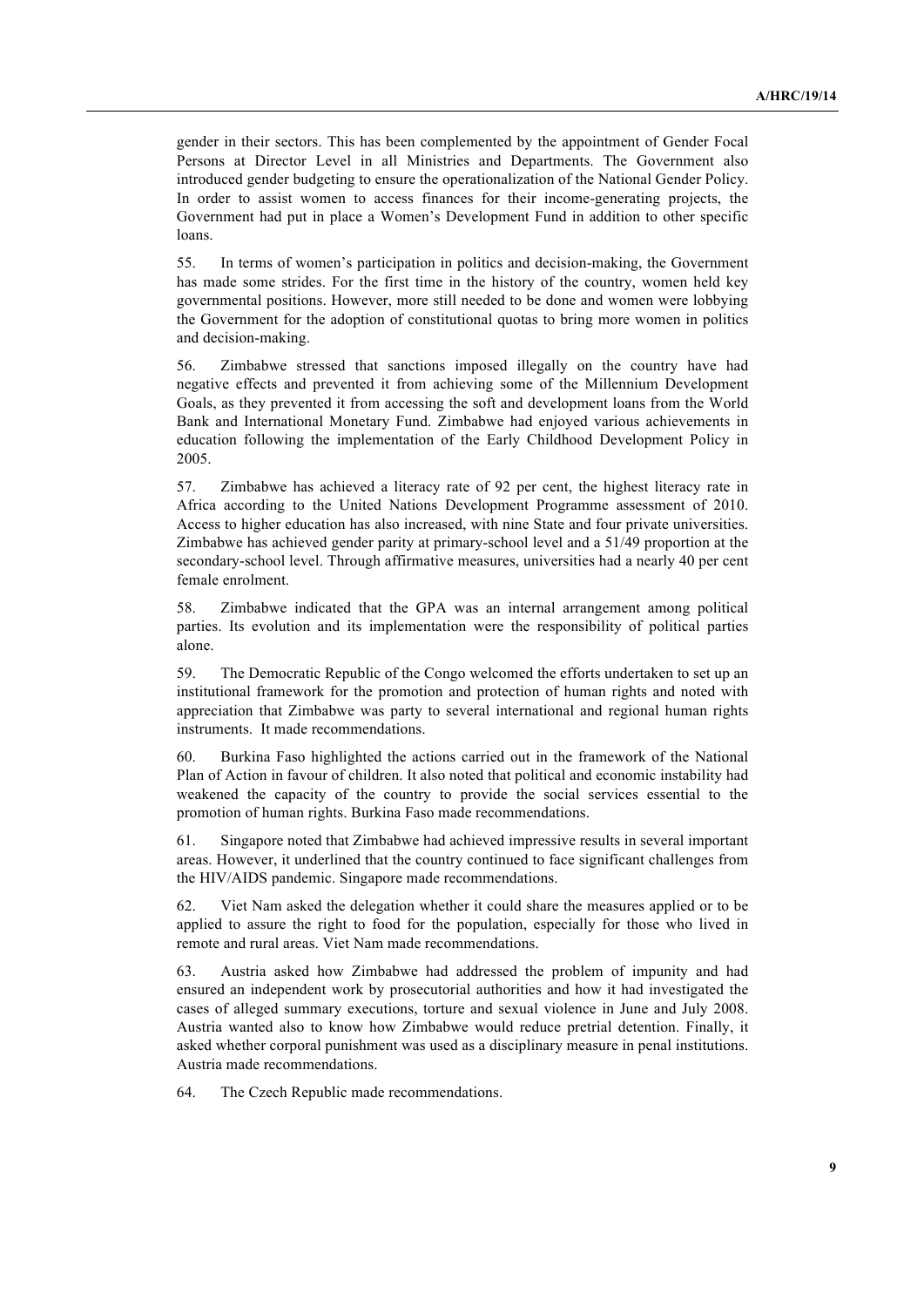gender in their sectors. This has been complemented by the appointment of Gender Focal Persons at Director Level in all Ministries and Departments. The Government also introduced gender budgeting to ensure the operationalization of the National Gender Policy. In order to assist women to access finances for their income-generating projects, the Government had put in place a Women's Development Fund in addition to other specific loans.

55. In terms of women's participation in politics and decision-making, the Government has made some strides. For the first time in the history of the country, women held key governmental positions. However, more still needed to be done and women were lobbying the Government for the adoption of constitutional quotas to bring more women in politics and decision-making.

56. Zimbabwe stressed that sanctions imposed illegally on the country have had negative effects and prevented it from achieving some of the Millennium Development Goals, as they prevented it from accessing the soft and development loans from the World Bank and International Monetary Fund. Zimbabwe had enjoyed various achievements in education following the implementation of the Early Childhood Development Policy in 2005.

57. Zimbabwe has achieved a literacy rate of 92 per cent, the highest literacy rate in Africa according to the United Nations Development Programme assessment of 2010. Access to higher education has also increased, with nine State and four private universities. Zimbabwe has achieved gender parity at primary-school level and a 51/49 proportion at the secondary-school level. Through affirmative measures, universities had a nearly 40 per cent female enrolment.

58. Zimbabwe indicated that the GPA was an internal arrangement among political parties. Its evolution and its implementation were the responsibility of political parties alone.

59. The Democratic Republic of the Congo welcomed the efforts undertaken to set up an institutional framework for the promotion and protection of human rights and noted with appreciation that Zimbabwe was party to several international and regional human rights instruments. It made recommendations.

60. Burkina Faso highlighted the actions carried out in the framework of the National Plan of Action in favour of children. It also noted that political and economic instability had weakened the capacity of the country to provide the social services essential to the promotion of human rights. Burkina Faso made recommendations.

61. Singapore noted that Zimbabwe had achieved impressive results in several important areas. However, it underlined that the country continued to face significant challenges from the HIV/AIDS pandemic. Singapore made recommendations.

62. Viet Nam asked the delegation whether it could share the measures applied or to be applied to assure the right to food for the population, especially for those who lived in remote and rural areas. Viet Nam made recommendations.

63. Austria asked how Zimbabwe had addressed the problem of impunity and had ensured an independent work by prosecutorial authorities and how it had investigated the cases of alleged summary executions, torture and sexual violence in June and July 2008. Austria wanted also to know how Zimbabwe would reduce pretrial detention. Finally, it asked whether corporal punishment was used as a disciplinary measure in penal institutions. Austria made recommendations.

64. The Czech Republic made recommendations.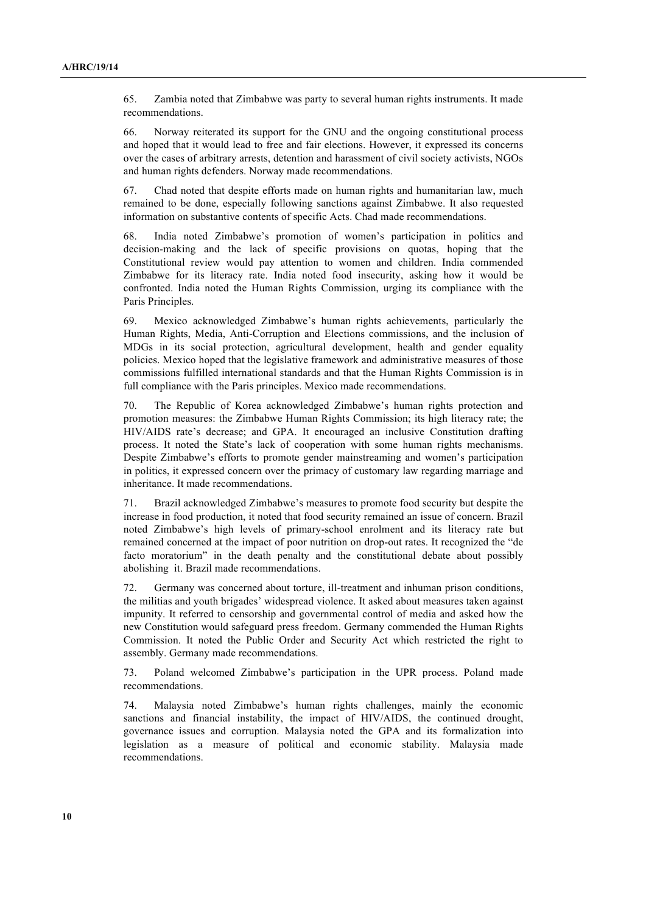65. Zambia noted that Zimbabwe was party to several human rights instruments. It made recommendations.

66. Norway reiterated its support for the GNU and the ongoing constitutional process and hoped that it would lead to free and fair elections. However, it expressed its concerns over the cases of arbitrary arrests, detention and harassment of civil society activists, NGOs and human rights defenders. Norway made recommendations.

67. Chad noted that despite efforts made on human rights and humanitarian law, much remained to be done, especially following sanctions against Zimbabwe. It also requested information on substantive contents of specific Acts. Chad made recommendations.

68. India noted Zimbabwe's promotion of women's participation in politics and decision-making and the lack of specific provisions on quotas, hoping that the Constitutional review would pay attention to women and children. India commended Zimbabwe for its literacy rate. India noted food insecurity, asking how it would be confronted. India noted the Human Rights Commission, urging its compliance with the Paris Principles.

69. Mexico acknowledged Zimbabwe's human rights achievements, particularly the Human Rights, Media, Anti-Corruption and Elections commissions, and the inclusion of MDGs in its social protection, agricultural development, health and gender equality policies. Mexico hoped that the legislative framework and administrative measures of those commissions fulfilled international standards and that the Human Rights Commission is in full compliance with the Paris principles. Mexico made recommendations.

70. The Republic of Korea acknowledged Zimbabwe's human rights protection and promotion measures: the Zimbabwe Human Rights Commission; its high literacy rate; the HIV/AIDS rate's decrease; and GPA. It encouraged an inclusive Constitution drafting process. It noted the State's lack of cooperation with some human rights mechanisms. Despite Zimbabwe's efforts to promote gender mainstreaming and women's participation in politics, it expressed concern over the primacy of customary law regarding marriage and inheritance. It made recommendations.

71. Brazil acknowledged Zimbabwe's measures to promote food security but despite the increase in food production, it noted that food security remained an issue of concern. Brazil noted Zimbabwe's high levels of primary-school enrolment and its literacy rate but remained concerned at the impact of poor nutrition on drop-out rates. It recognized the "de facto moratorium" in the death penalty and the constitutional debate about possibly abolishing it. Brazil made recommendations.

72. Germany was concerned about torture, ill-treatment and inhuman prison conditions, the militias and youth brigades' widespread violence. It asked about measures taken against impunity. It referred to censorship and governmental control of media and asked how the new Constitution would safeguard press freedom. Germany commended the Human Rights Commission. It noted the Public Order and Security Act which restricted the right to assembly. Germany made recommendations.

73. Poland welcomed Zimbabwe's participation in the UPR process. Poland made recommendations.

74. Malaysia noted Zimbabwe's human rights challenges, mainly the economic sanctions and financial instability, the impact of HIV/AIDS, the continued drought, governance issues and corruption. Malaysia noted the GPA and its formalization into legislation as a measure of political and economic stability. Malaysia made recommendations.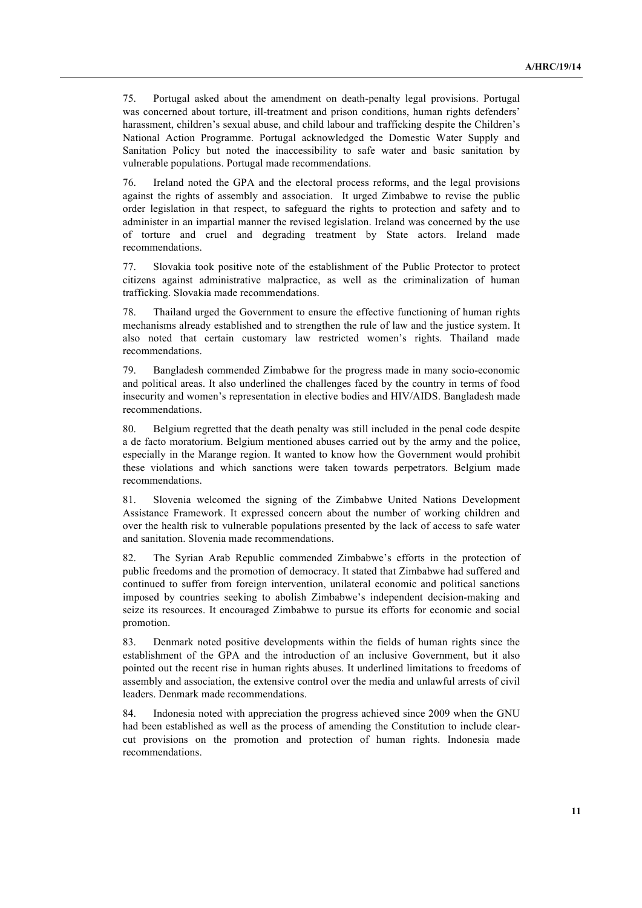75. Portugal asked about the amendment on death-penalty legal provisions. Portugal was concerned about torture, ill-treatment and prison conditions, human rights defenders' harassment, children's sexual abuse, and child labour and trafficking despite the Children's National Action Programme. Portugal acknowledged the Domestic Water Supply and Sanitation Policy but noted the inaccessibility to safe water and basic sanitation by vulnerable populations. Portugal made recommendations.

76. Ireland noted the GPA and the electoral process reforms, and the legal provisions against the rights of assembly and association. It urged Zimbabwe to revise the public order legislation in that respect, to safeguard the rights to protection and safety and to administer in an impartial manner the revised legislation. Ireland was concerned by the use of torture and cruel and degrading treatment by State actors. Ireland made recommendations.

77. Slovakia took positive note of the establishment of the Public Protector to protect citizens against administrative malpractice, as well as the criminalization of human trafficking. Slovakia made recommendations.

78. Thailand urged the Government to ensure the effective functioning of human rights mechanisms already established and to strengthen the rule of law and the justice system. It also noted that certain customary law restricted women's rights. Thailand made recommendations.

79. Bangladesh commended Zimbabwe for the progress made in many socio-economic and political areas. It also underlined the challenges faced by the country in terms of food insecurity and women's representation in elective bodies and HIV/AIDS. Bangladesh made recommendations.

80. Belgium regretted that the death penalty was still included in the penal code despite a de facto moratorium. Belgium mentioned abuses carried out by the army and the police, especially in the Marange region. It wanted to know how the Government would prohibit these violations and which sanctions were taken towards perpetrators. Belgium made recommendations.

81. Slovenia welcomed the signing of the Zimbabwe United Nations Development Assistance Framework. It expressed concern about the number of working children and over the health risk to vulnerable populations presented by the lack of access to safe water and sanitation. Slovenia made recommendations.

82. The Syrian Arab Republic commended Zimbabwe's efforts in the protection of public freedoms and the promotion of democracy. It stated that Zimbabwe had suffered and continued to suffer from foreign intervention, unilateral economic and political sanctions imposed by countries seeking to abolish Zimbabwe's independent decision-making and seize its resources. It encouraged Zimbabwe to pursue its efforts for economic and social promotion.

83. Denmark noted positive developments within the fields of human rights since the establishment of the GPA and the introduction of an inclusive Government, but it also pointed out the recent rise in human rights abuses. It underlined limitations to freedoms of assembly and association, the extensive control over the media and unlawful arrests of civil leaders. Denmark made recommendations.

84. Indonesia noted with appreciation the progress achieved since 2009 when the GNU had been established as well as the process of amending the Constitution to include clear-cut provisions on the promotion and protection of human rights. Indonesia made recommendations.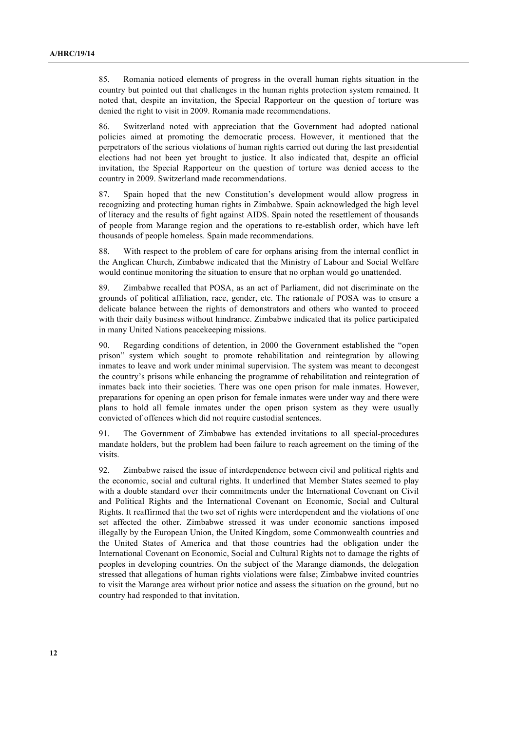85. Romania noticed elements of progress in the overall human rights situation in the country but pointed out that challenges in the human rights protection system remained. It noted that, despite an invitation, the Special Rapporteur on the question of torture was denied the right to visit in 2009. Romania made recommendations.

86. Switzerland noted with appreciation that the Government had adopted national policies aimed at promoting the democratic process. However, it mentioned that the perpetrators of the serious violations of human rights carried out during the last presidential elections had not been yet brought to justice. It also indicated that, despite an official invitation, the Special Rapporteur on the question of torture was denied access to the country in 2009. Switzerland made recommendations.

87. Spain hoped that the new Constitution's development would allow progress in recognizing and protecting human rights in Zimbabwe. Spain acknowledged the high level of literacy and the results of fight against AIDS. Spain noted the resettlement of thousands of people from Marange region and the operations to re-establish order, which have left thousands of people homeless. Spain made recommendations.

88. With respect to the problem of care for orphans arising from the internal conflict in the Anglican Church, Zimbabwe indicated that the Ministry of Labour and Social Welfare would continue monitoring the situation to ensure that no orphan would go unattended.

89. Zimbabwe recalled that POSA, as an act of Parliament, did not discriminate on the grounds of political affiliation, race, gender, etc. The rationale of POSA was to ensure a delicate balance between the rights of demonstrators and others who wanted to proceed with their daily business without hindrance. Zimbabwe indicated that its police participated in many United Nations peacekeeping missions.

90. Regarding conditions of detention, in 2000 the Government established the "open prison" system which sought to promote rehabilitation and reintegration by allowing inmates to leave and work under minimal supervision. The system was meant to decongest the country's prisons while enhancing the programme of rehabilitation and reintegration of inmates back into their societies. There was one open prison for male inmates. However, preparations for opening an open prison for female inmates were under way and there were plans to hold all female inmates under the open prison system as they were usually convicted of offences which did not require custodial sentences.

91. The Government of Zimbabwe has extended invitations to all special-procedures mandate holders, but the problem had been failure to reach agreement on the timing of the visits.

92. Zimbabwe raised the issue of interdependence between civil and political rights and the economic, social and cultural rights. It underlined that Member States seemed to play with a double standard over their commitments under the International Covenant on Civil and Political Rights and the International Covenant on Economic, Social and Cultural Rights. It reaffirmed that the two set of rights were interdependent and the violations of one set affected the other. Zimbabwe stressed it was under economic sanctions imposed illegally by the European Union, the United Kingdom, some Commonwealth countries and the United States of America and that those countries had the obligation under the International Covenant on Economic, Social and Cultural Rights not to damage the rights of peoples in developing countries. On the subject of the Marange diamonds, the delegation stressed that allegations of human rights violations were false; Zimbabwe invited countries to visit the Marange area without prior notice and assess the situation on the ground, but no country had responded to that invitation.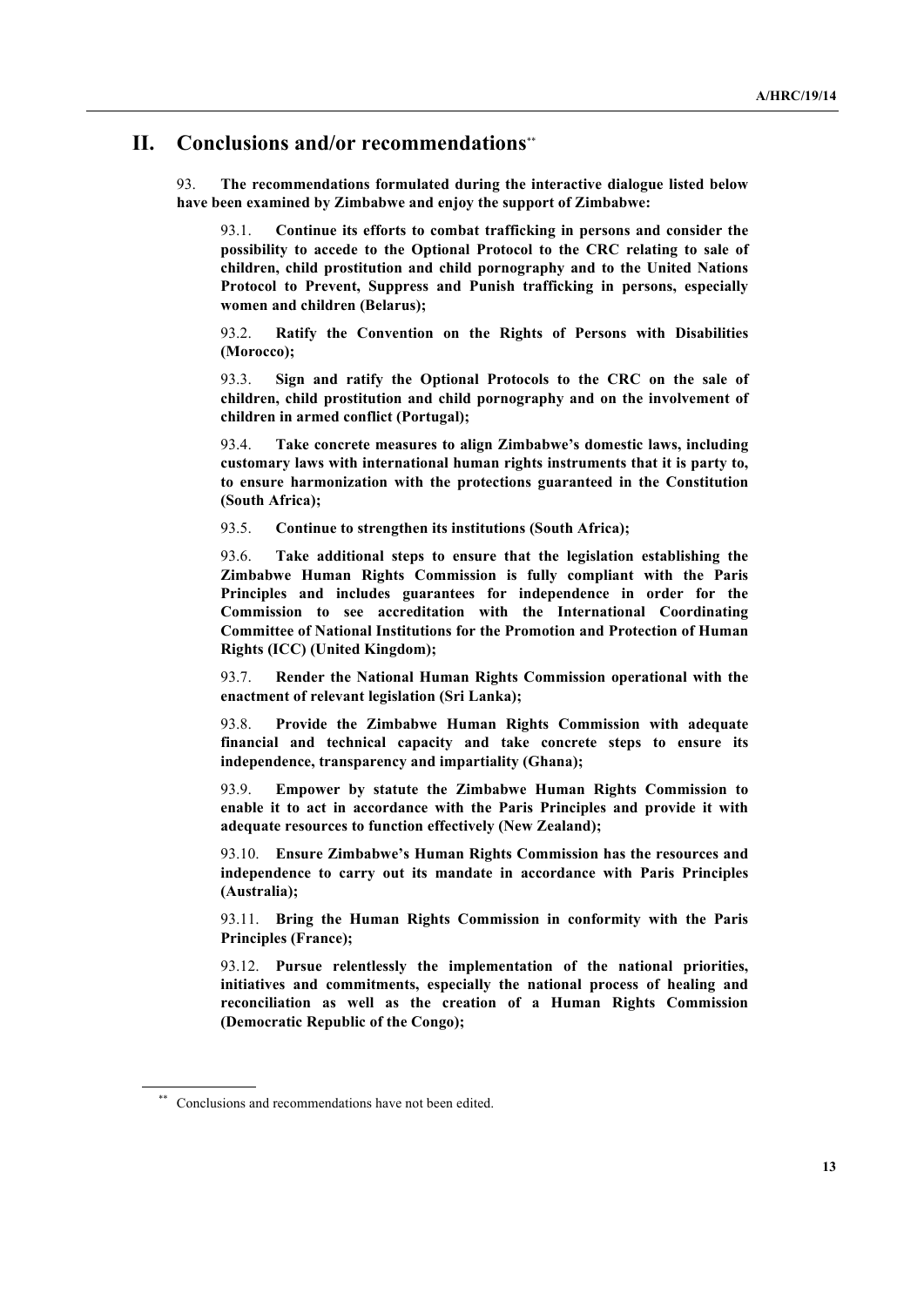## II. Conclusions and/or recommendations**

93. **The recommendations formulated during the interactive dialogue listed below have been examined by Zimbabwe and enjoy the support of Zimbabwe:**

93.1. **Continue its efforts to combat trafficking in persons and consider the possibility to accede to the Optional Protocol to the CRC relating to sale of children, child prostitution and child pornography and to the United Nations Protocol to Prevent, Suppress and Punish trafficking in persons, especially women and children (Belarus);**

93.2. **Ratify the Convention on the Rights of Persons with Disabilities (Morocco);**

93.3. **Sign and ratify the Optional Protocols to the CRC on the sale of children, child prostitution and child pornography and on the involvement of children in armed conflict (Portugal);**

93.4. **Take concrete measures to align Zimbabwe's domestic laws, including customary laws with international human rights instruments that it is party to, to ensure harmonization with the protections guaranteed in the Constitution (South Africa);**

93.5. **Continue to strengthen its institutions (South Africa);**

93.6. **Take additional steps to ensure that the legislation establishing the Zimbabwe Human Rights Commission is fully compliant with the Paris Principles and includes guarantees for independence in order for the Commission to see accreditation with the International Coordinating Committee of National Institutions for the Promotion and Protection of Human Rights (ICC) (United Kingdom);**

93.7. **Render the National Human Rights Commission operational with the enactment of relevant legislation (Sri Lanka);**

93.8. **Provide the Zimbabwe Human Rights Commission with adequate financial and technical capacity and take concrete steps to ensure its independence, transparency and impartiality (Ghana);**

93.9. **Empower by statute the Zimbabwe Human Rights Commission to enable it to act in accordance with the Paris Principles and provide it with adequate resources to function effectively (New Zealand);**

93.10. **Ensure Zimbabwe's Human Rights Commission has the resources and independence to carry out its mandate in accordance with Paris Principles (Australia);**

93.11. **Bring the Human Rights Commission in conformity with the Paris Principles (France);**

93.12. **Pursue relentlessly the implementation of the national priorities, initiatives and commitments, especially the national process of healing and reconciliation as well as the creation of a Human Rights Commission (Democratic Republic of the Congo);**

** Conclusions and recommendations have not been edited.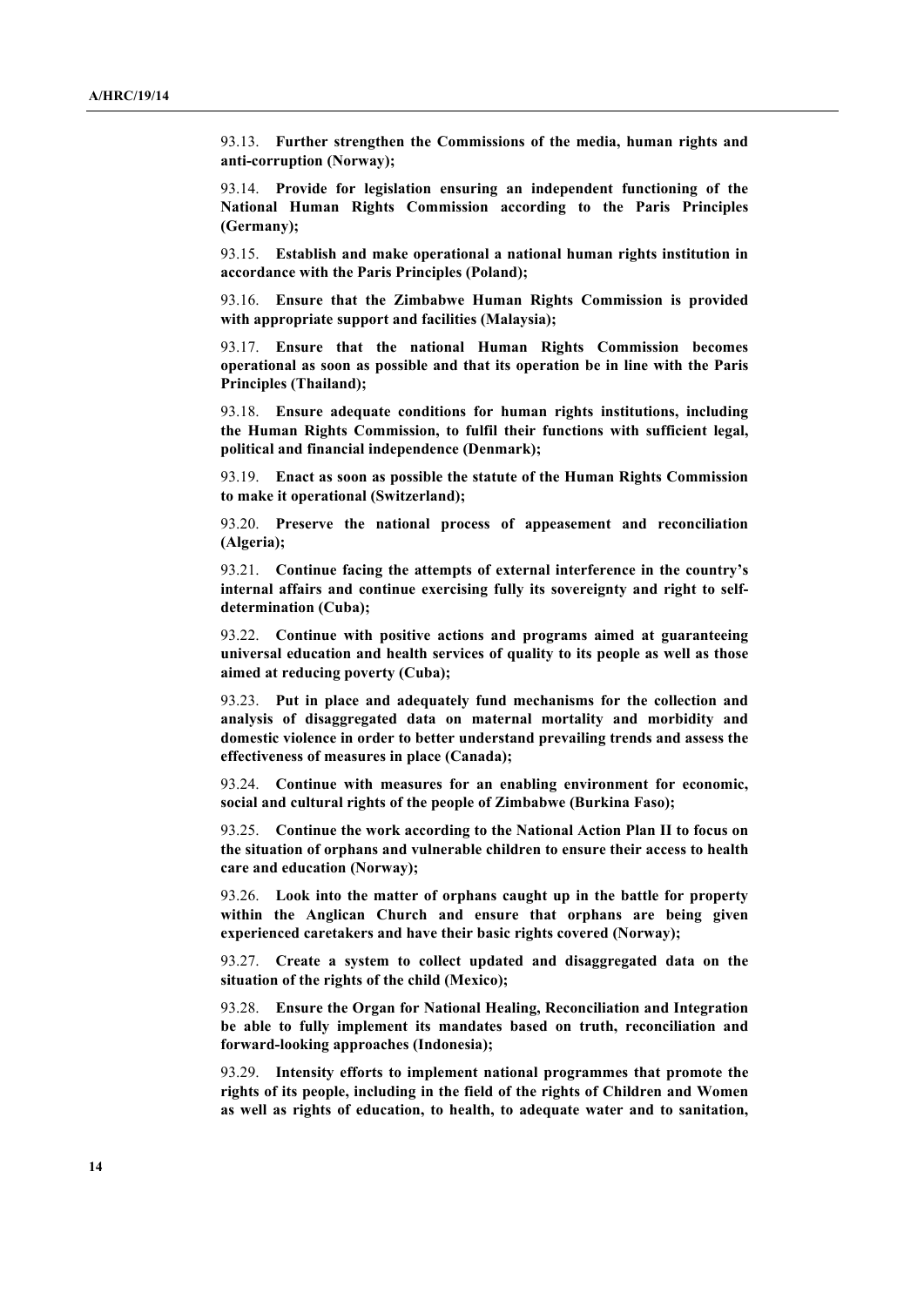93.13. **Further strengthen the Commissions of the media, human rights and anti-corruption (Norway);**

93.14. **Provide for legislation ensuring an independent functioning of the National Human Rights Commission according to the Paris Principles (Germany);**

93.15. **Establish and make operational a national human rights institution in accordance with the Paris Principles (Poland);**

93.16. **Ensure that the Zimbabwe Human Rights Commission is provided with appropriate support and facilities (Malaysia);**

93.17. **Ensure that the national Human Rights Commission becomes operational as soon as possible and that its operation be in line with the Paris Principles (Thailand);**

93.18. **Ensure adequate conditions for human rights institutions, including the Human Rights Commission, to fulfil their functions with sufficient legal, political and financial independence (Denmark);**

93.19. **Enact as soon as possible the statute of the Human Rights Commission to make it operational (Switzerland);**

93.20. **Preserve the national process of appeasement and reconciliation (Algeria);**

93.21. **Continue facing the attempts of external interference in the country's internal affairs and continue exercising fully its sovereignty and right to self-determination (Cuba);**

93.22. **Continue with positive actions and programs aimed at guaranteeing universal education and health services of quality to its people as well as those aimed at reducing poverty (Cuba);**

93.23. **Put in place and adequately fund mechanisms for the collection and analysis of disaggregated data on maternal mortality and morbidity and domestic violence in order to better understand prevailing trends and assess the effectiveness of measures in place (Canada);**

93.24. **Continue with measures for an enabling environment for economic, social and cultural rights of the people of Zimbabwe (Burkina Faso);**

93.25. **Continue the work according to the National Action Plan II to focus on the situation of orphans and vulnerable children to ensure their access to health care and education (Norway);**

93.26. **Look into the matter of orphans caught up in the battle for property within the Anglican Church and ensure that orphans are being given experienced caretakers and have their basic rights covered (Norway);**

93.27. **Create a system to collect updated and disaggregated data on the situation of the rights of the child (Mexico);**

93.28. **Ensure the Organ for National Healing, Reconciliation and Integration be able to fully implement its mandates based on truth, reconciliation and forward-looking approaches (Indonesia);**

93.29. **Intensity efforts to implement national programmes that promote the rights of its people, including in the field of the rights of Children and Women as well as rights of education, to health, to adequate water and to sanitation,**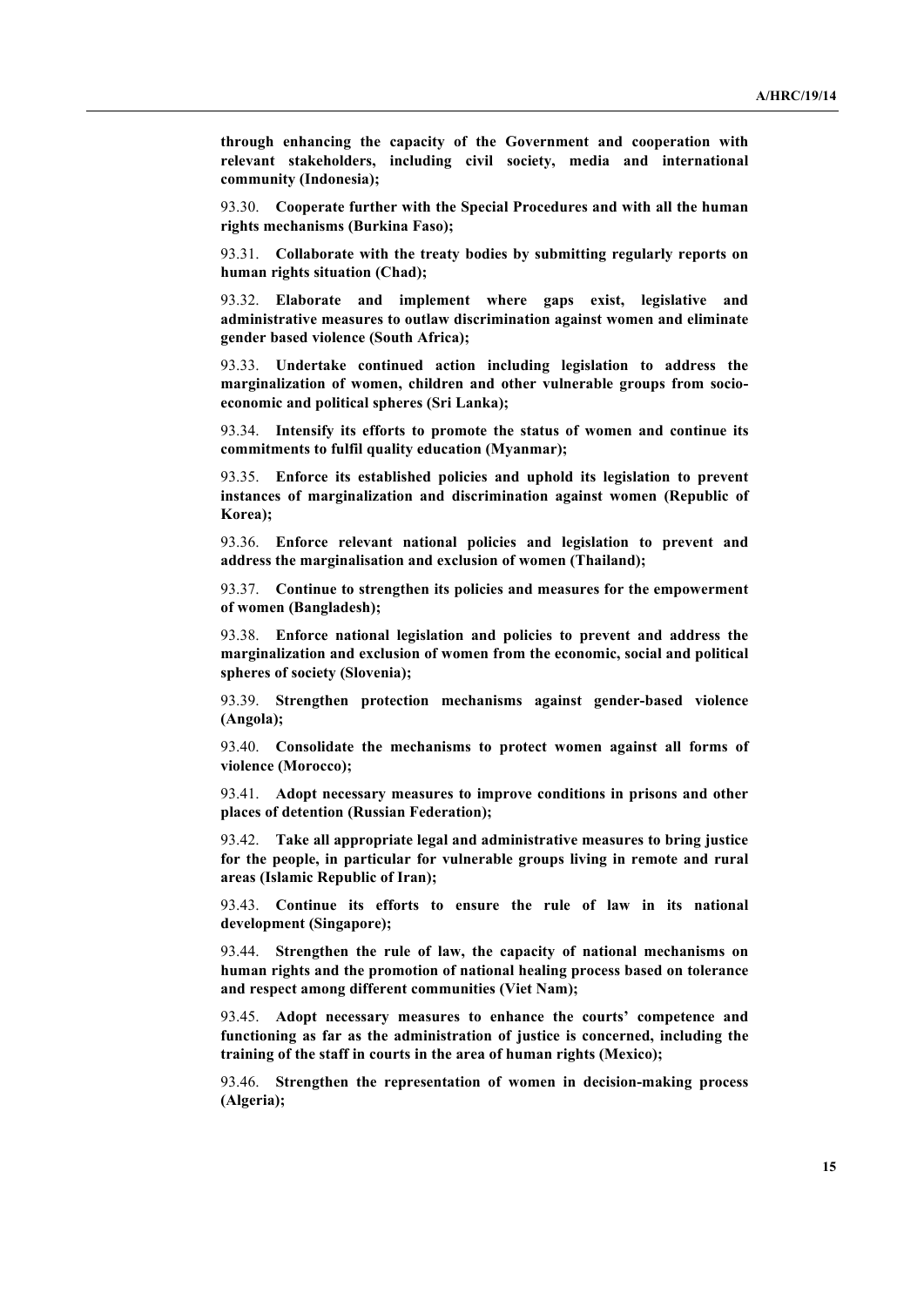**through enhancing the capacity of the Government and cooperation with relevant stakeholders, including civil society, media and international community (Indonesia);**

93.30. **Cooperate further with the Special Procedures and with all the human rights mechanisms (Burkina Faso);**

93.31. **Collaborate with the treaty bodies by submitting regularly reports on human rights situation (Chad);**

93.32. **Elaborate and implement where gaps exist, legislative and administrative measures to outlaw discrimination against women and eliminate gender based violence (South Africa);**

93.33. **Undertake continued action including legislation to address the marginalization of women, children and other vulnerable groups from socio-economic and political spheres (Sri Lanka);**

93.34. **Intensify its efforts to promote the status of women and continue its commitments to fulfil quality education (Myanmar);**

93.35. **Enforce its established policies and uphold its legislation to prevent instances of marginalization and discrimination against women (Republic of Korea);**

93.36. **Enforce relevant national policies and legislation to prevent and address the marginalisation and exclusion of women (Thailand);**

93.37. **Continue to strengthen its policies and measures for the empowerment of women (Bangladesh);**

93.38. **Enforce national legislation and policies to prevent and address the marginalization and exclusion of women from the economic, social and political spheres of society (Slovenia);**

93.39. **Strengthen protection mechanisms against gender-based violence (Angola);**

93.40. **Consolidate the mechanisms to protect women against all forms of violence (Morocco);**

93.41. **Adopt necessary measures to improve conditions in prisons and other places of detention (Russian Federation);**

93.42. **Take all appropriate legal and administrative measures to bring justice for the people, in particular for vulnerable groups living in remote and rural areas (Islamic Republic of Iran);**

93.43. **Continue its efforts to ensure the rule of law in its national development (Singapore);**

93.44. **Strengthen the rule of law, the capacity of national mechanisms on human rights and the promotion of national healing process based on tolerance and respect among different communities (Viet Nam);**

93.45. **Adopt necessary measures to enhance the courts' competence and functioning as far as the administration of justice is concerned, including the training of the staff in courts in the area of human rights (Mexico);**

93.46. **Strengthen the representation of women in decision-making process (Algeria);**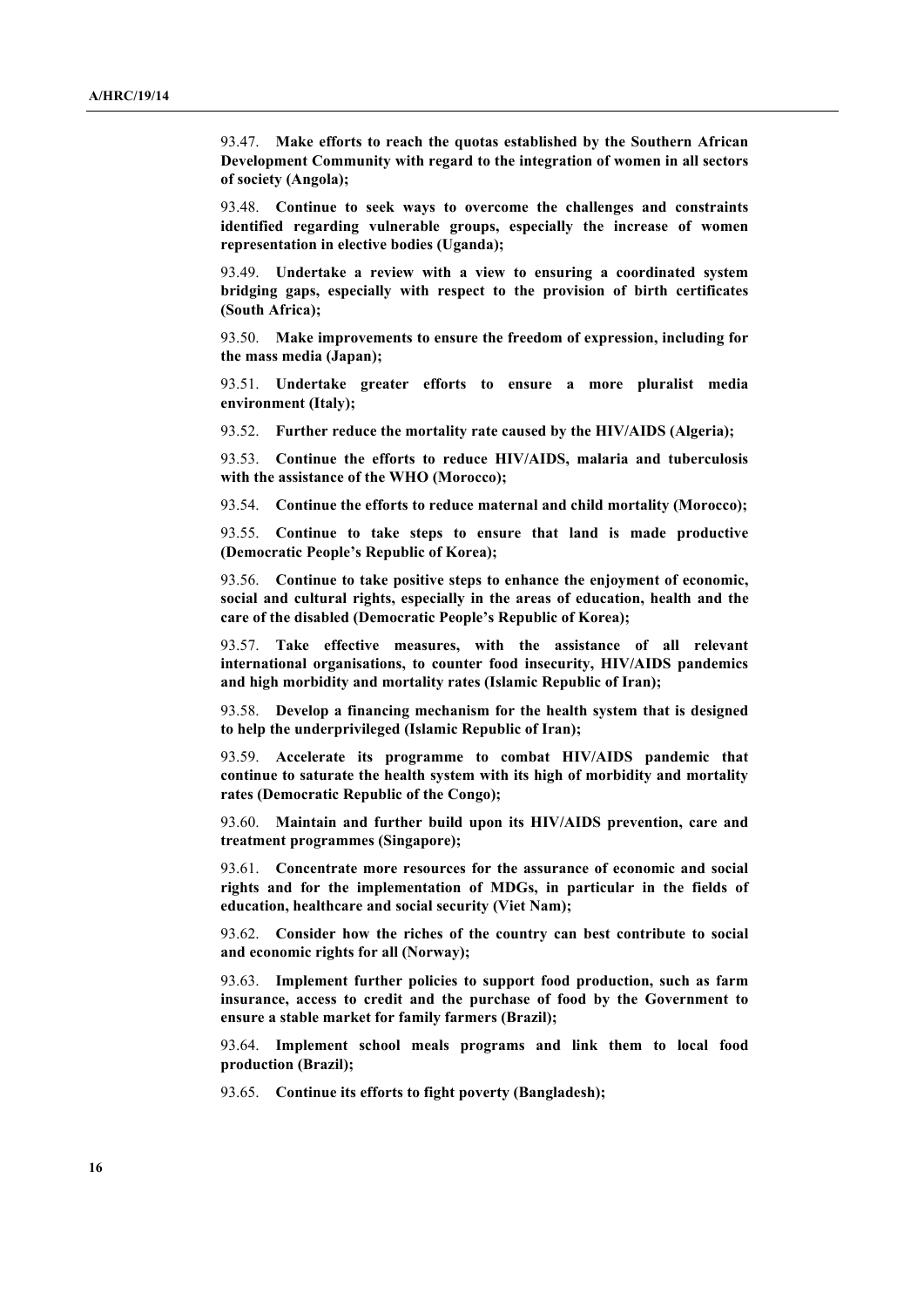93.47. **Make efforts to reach the quotas established by the Southern African Development Community with regard to the integration of women in all sectors of society (Angola);**

93.48. **Continue to seek ways to overcome the challenges and constraints identified regarding vulnerable groups, especially the increase of women representation in elective bodies (Uganda);**

93.49. **Undertake a review with a view to ensuring a coordinated system bridging gaps, especially with respect to the provision of birth certificates (South Africa);**

93.50. **Make improvements to ensure the freedom of expression, including for the mass media (Japan);**

93.51. **Undertake greater efforts to ensure a more pluralist media environment (Italy);**

93.52. **Further reduce the mortality rate caused by the HIV/AIDS (Algeria);**

93.53. **Continue the efforts to reduce HIV/AIDS, malaria and tuberculosis with the assistance of the WHO (Morocco);**

93.54. **Continue the efforts to reduce maternal and child mortality (Morocco);**

93.55. **Continue to take steps to ensure that land is made productive (Democratic People's Republic of Korea);**

93.56. **Continue to take positive steps to enhance the enjoyment of economic, social and cultural rights, especially in the areas of education, health and the care of the disabled (Democratic People's Republic of Korea);**

93.57. **Take effective measures, with the assistance of all relevant international organisations, to counter food insecurity, HIV/AIDS pandemics and high morbidity and mortality rates (Islamic Republic of Iran);**

93.58. **Develop a financing mechanism for the health system that is designed to help the underprivileged (Islamic Republic of Iran);**

93.59. **Accelerate its programme to combat HIV/AIDS pandemic that continue to saturate the health system with its high of morbidity and mortality rates (Democratic Republic of the Congo);**

93.60. **Maintain and further build upon its HIV/AIDS prevention, care and treatment programmes (Singapore);**

93.61. **Concentrate more resources for the assurance of economic and social rights and for the implementation of MDGs, in particular in the fields of education, healthcare and social security (Viet Nam);**

93.62. **Consider how the riches of the country can best contribute to social and economic rights for all (Norway);**

93.63. **Implement further policies to support food production, such as farm insurance, access to credit and the purchase of food by the Government to ensure a stable market for family farmers (Brazil);**

93.64. **Implement school meals programs and link them to local food production (Brazil);**

93.65. **Continue its efforts to fight poverty (Bangladesh);**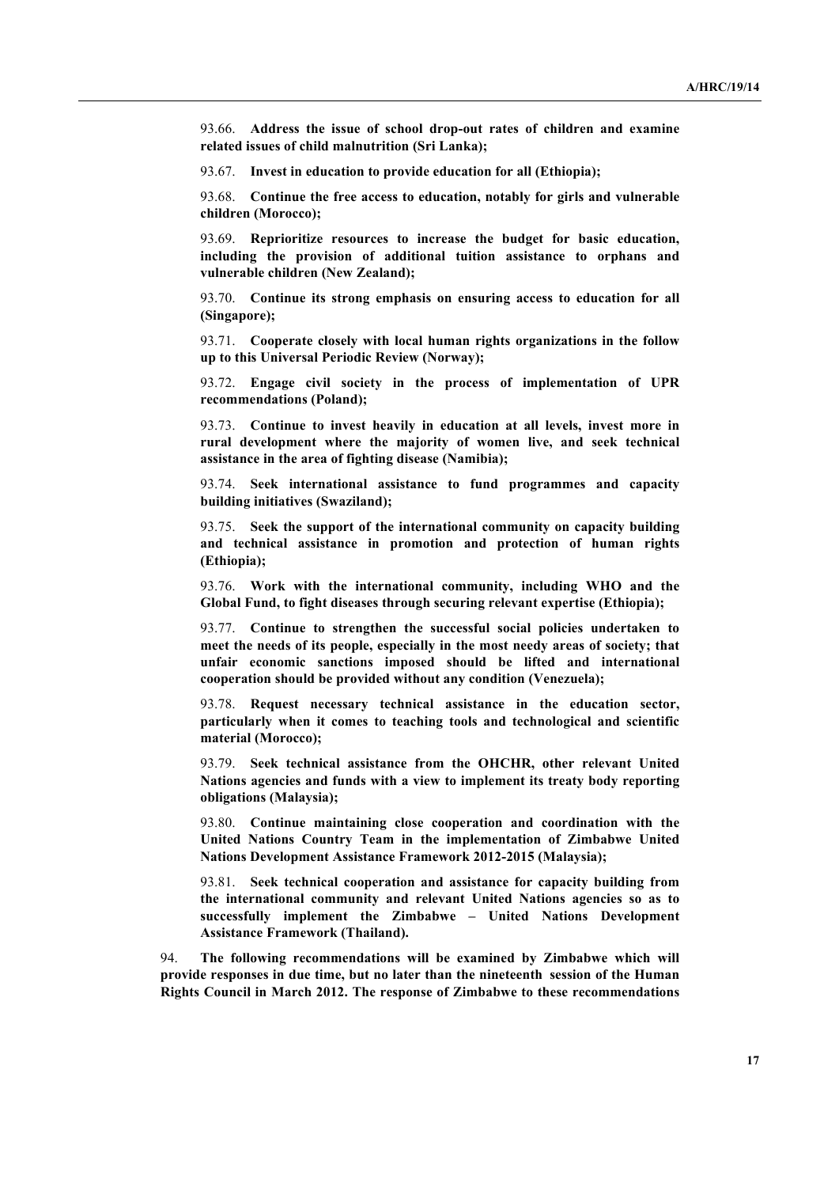93.66. **Address the issue of school drop-out rates of children and examine related issues of child malnutrition (Sri Lanka);**

93.67. **Invest in education to provide education for all (Ethiopia);**

93.68. **Continue the free access to education, notably for girls and vulnerable children (Morocco);**

93.69. **Reprioritize resources to increase the budget for basic education, including the provision of additional tuition assistance to orphans and vulnerable children (New Zealand);**

93.70. **Continue its strong emphasis on ensuring access to education for all (Singapore);**

93.71. **Cooperate closely with local human rights organizations in the follow up to this Universal Periodic Review (Norway);**

93.72. **Engage civil society in the process of implementation of UPR recommendations (Poland);**

93.73. **Continue to invest heavily in education at all levels, invest more in rural development where the majority of women live, and seek technical assistance in the area of fighting disease (Namibia);**

93.74. **Seek international assistance to fund programmes and capacity building initiatives (Swaziland);**

93.75. **Seek the support of the international community on capacity building and technical assistance in promotion and protection of human rights (Ethiopia);**

93.76. **Work with the international community, including WHO and the Global Fund, to fight diseases through securing relevant expertise (Ethiopia);**

93.77. **Continue to strengthen the successful social policies undertaken to meet the needs of its people, especially in the most needy areas of society; that unfair economic sanctions imposed should be lifted and international cooperation should be provided without any condition (Venezuela);**

93.78. **Request necessary technical assistance in the education sector, particularly when it comes to teaching tools and technological and scientific material (Morocco);**

93.79. **Seek technical assistance from the OHCHR, other relevant United Nations agencies and funds with a view to implement its treaty body reporting obligations (Malaysia);**

93.80. **Continue maintaining close cooperation and coordination with the United Nations Country Team in the implementation of Zimbabwe United Nations Development Assistance Framework 2012-2015 (Malaysia);**

93.81. **Seek technical cooperation and assistance for capacity building from the international community and relevant United Nations agencies so as to successfully implement the Zimbabwe – United Nations Development Assistance Framework (Thailand).**

94. **The following recommendations will be examined by Zimbabwe which will provide responses in due time, but no later than the nineteenth session of the Human Rights Council in March 2012. The response of Zimbabwe to these recommendations**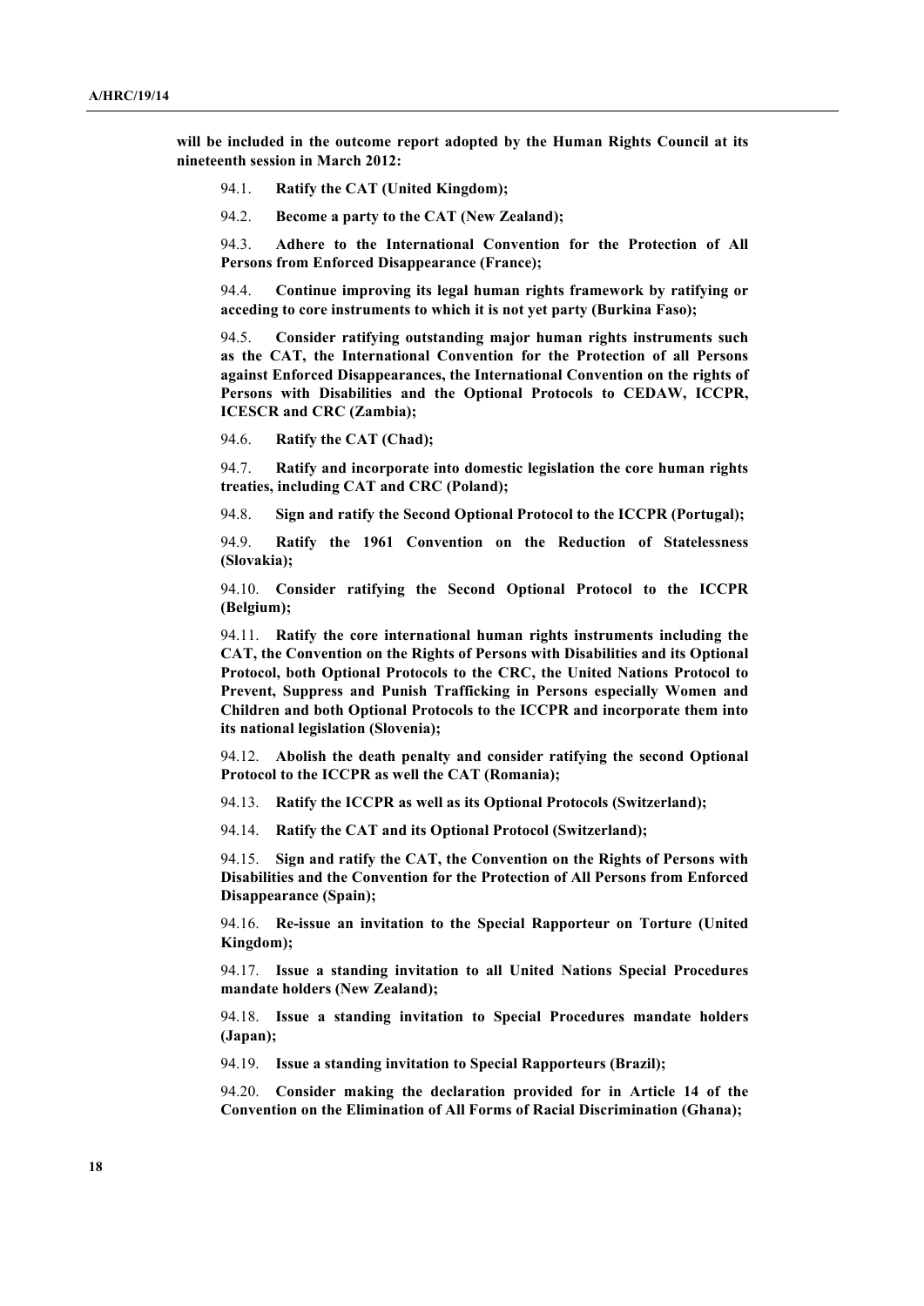**will be included in the outcome report adopted by the Human Rights Council at its nineteenth session in March 2012:**

94.1. **Ratify the CAT (United Kingdom);**

94.2. **Become a party to the CAT (New Zealand);**

94.3. **Adhere to the International Convention for the Protection of All Persons from Enforced Disappearance (France);**

94.4. **Continue improving its legal human rights framework by ratifying or acceding to core instruments to which it is not yet party (Burkina Faso);**

94.5. **Consider ratifying outstanding major human rights instruments such as the CAT, the International Convention for the Protection of all Persons against Enforced Disappearances, the International Convention on the rights of Persons with Disabilities and the Optional Protocols to CEDAW, ICCPR, ICESCR and CRC (Zambia);**

94.6. **Ratify the CAT (Chad);**

94.7. **Ratify and incorporate into domestic legislation the core human rights treaties, including CAT and CRC (Poland);**

94.8. **Sign and ratify the Second Optional Protocol to the ICCPR (Portugal);**

94.9. **Ratify the 1961 Convention on the Reduction of Statelessness (Slovakia);**

94.10. **Consider ratifying the Second Optional Protocol to the ICCPR (Belgium);**

94.11. **Ratify the core international human rights instruments including the CAT, the Convention on the Rights of Persons with Disabilities and its Optional Protocol, both Optional Protocols to the CRC, the United Nations Protocol to Prevent, Suppress and Punish Trafficking in Persons especially Women and Children and both Optional Protocols to the ICCPR and incorporate them into its national legislation (Slovenia);**

94.12. **Abolish the death penalty and consider ratifying the second Optional Protocol to the ICCPR as well the CAT (Romania);**

94.13. **Ratify the ICCPR as well as its Optional Protocols (Switzerland);**

94.14. **Ratify the CAT and its Optional Protocol (Switzerland);**

94.15. **Sign and ratify the CAT, the Convention on the Rights of Persons with Disabilities and the Convention for the Protection of All Persons from Enforced Disappearance (Spain);**

94.16. **Re-issue an invitation to the Special Rapporteur on Torture (United Kingdom);**

94.17. **Issue a standing invitation to all United Nations Special Procedures mandate holders (New Zealand);**

94.18. **Issue a standing invitation to Special Procedures mandate holders (Japan);**

94.19. **Issue a standing invitation to Special Rapporteurs (Brazil);**

94.20. **Consider making the declaration provided for in Article 14 of the Convention on the Elimination of All Forms of Racial Discrimination (Ghana);**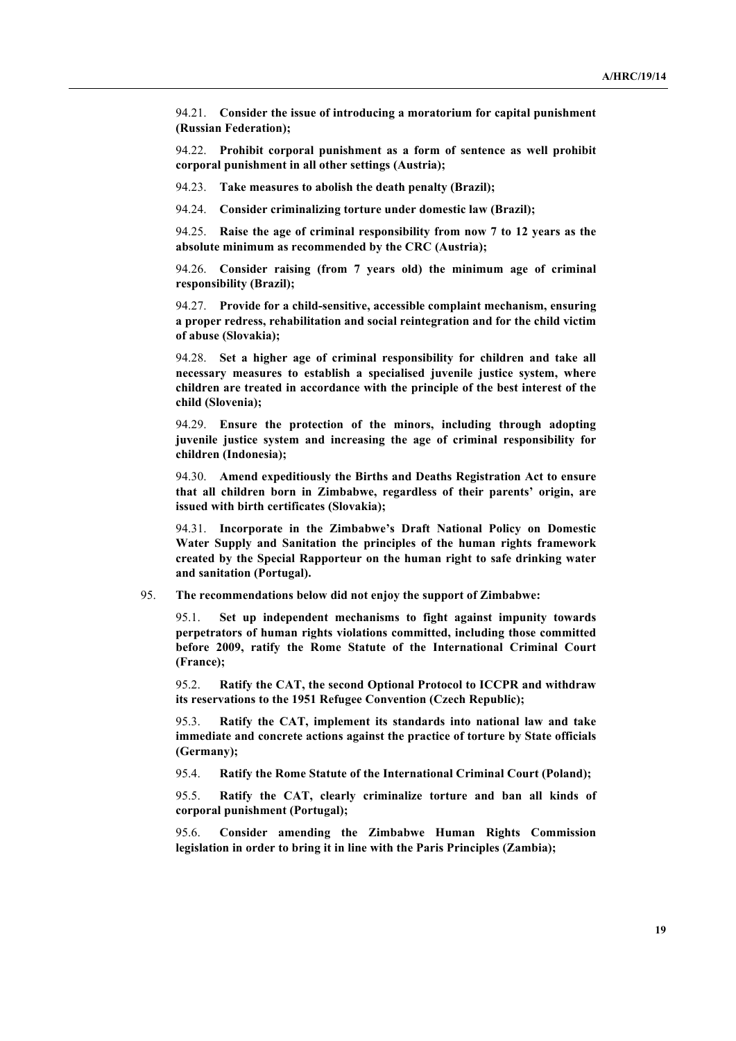94.21. **Consider the issue of introducing a moratorium for capital punishment (Russian Federation);**

94.22. **Prohibit corporal punishment as a form of sentence as well prohibit corporal punishment in all other settings (Austria);**

94.23. **Take measures to abolish the death penalty (Brazil);**

94.24. **Consider criminalizing torture under domestic law (Brazil);**

94.25. **Raise the age of criminal responsibility from now 7 to 12 years as the absolute minimum as recommended by the CRC (Austria);**

94.26. **Consider raising (from 7 years old) the minimum age of criminal responsibility (Brazil);**

94.27. **Provide for a child-sensitive, accessible complaint mechanism, ensuring a proper redress, rehabilitation and social reintegration and for the child victim of abuse (Slovakia);**

94.28. **Set a higher age of criminal responsibility for children and take all necessary measures to establish a specialised juvenile justice system, where children are treated in accordance with the principle of the best interest of the child (Slovenia);**

94.29. **Ensure the protection of the minors, including through adopting juvenile justice system and increasing the age of criminal responsibility for children (Indonesia);**

94.30. **Amend expeditiously the Births and Deaths Registration Act to ensure that all children born in Zimbabwe, regardless of their parents' origin, are issued with birth certificates (Slovakia);**

94.31. **Incorporate in the Zimbabwe's Draft National Policy on Domestic Water Supply and Sanitation the principles of the human rights framework created by the Special Rapporteur on the human right to safe drinking water and sanitation (Portugal).**

95. **The recommendations below did not enjoy the support of Zimbabwe:**

95.1. **Set up independent mechanisms to fight against impunity towards perpetrators of human rights violations committed, including those committed before 2009, ratify the Rome Statute of the International Criminal Court (France);**

95.2. **Ratify the CAT, the second Optional Protocol to ICCPR and withdraw its reservations to the 1951 Refugee Convention (Czech Republic);**

95.3. **Ratify the CAT, implement its standards into national law and take immediate and concrete actions against the practice of torture by State officials (Germany);**

95.4. **Ratify the Rome Statute of the International Criminal Court (Poland);**

95.5. **Ratify the CAT, clearly criminalize torture and ban all kinds of corporal punishment (Portugal);**

95.6. **Consider amending the Zimbabwe Human Rights Commission legislation in order to bring it in line with the Paris Principles (Zambia);**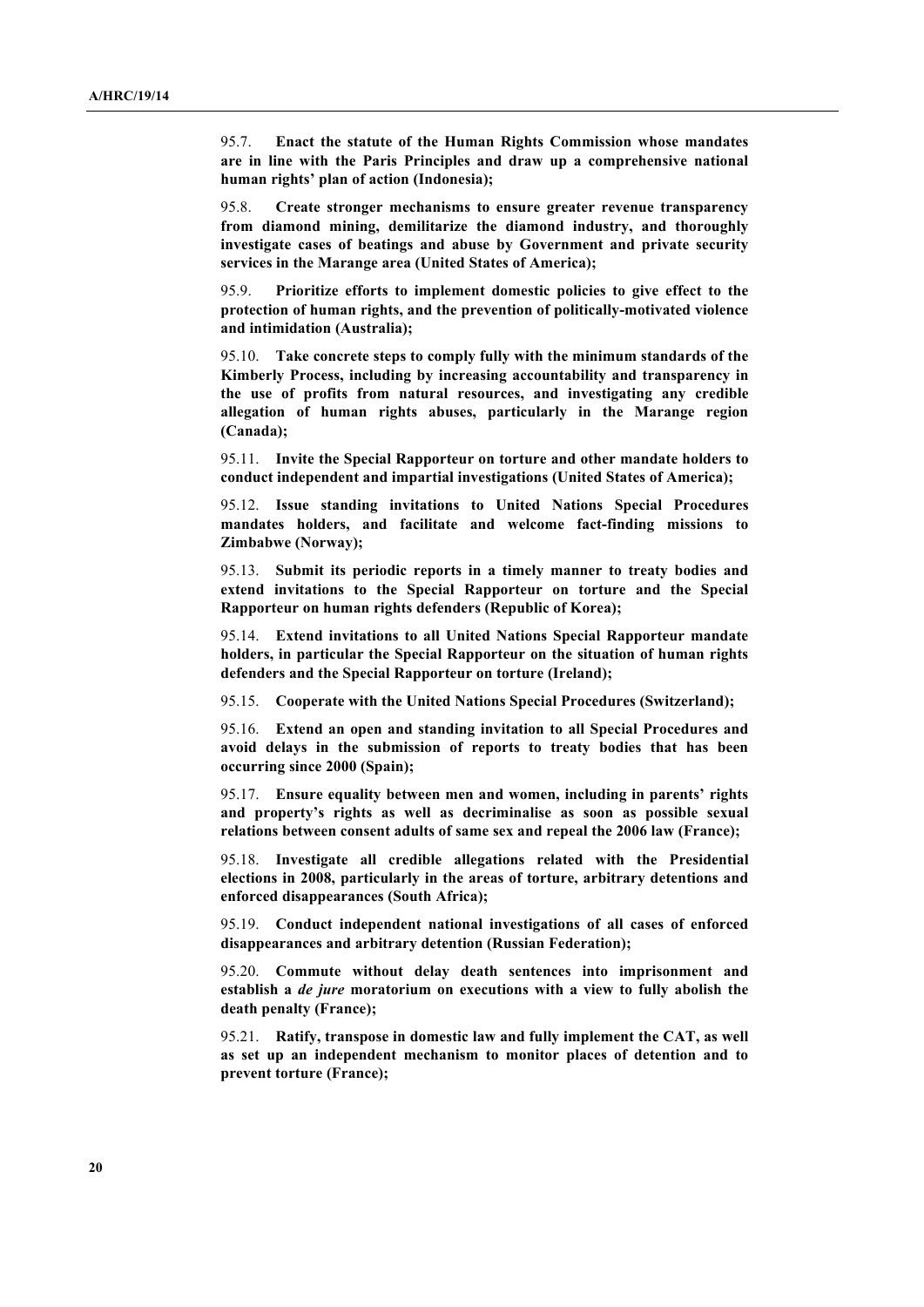95.7. **Enact the statute of the Human Rights Commission whose mandates are in line with the Paris Principles and draw up a comprehensive national human rights' plan of action (Indonesia);**

95.8. **Create stronger mechanisms to ensure greater revenue transparency from diamond mining, demilitarize the diamond industry, and thoroughly investigate cases of beatings and abuse by Government and private security services in the Marange area (United States of America);**

95.9. **Prioritize efforts to implement domestic policies to give effect to the protection of human rights, and the prevention of politically-motivated violence and intimidation (Australia);**

95.10. **Take concrete steps to comply fully with the minimum standards of the Kimberly Process, including by increasing accountability and transparency in the use of profits from natural resources, and investigating any credible allegation of human rights abuses, particularly in the Marange region (Canada);**

95.11. **Invite the Special Rapporteur on torture and other mandate holders to conduct independent and impartial investigations (United States of America);**

95.12. **Issue standing invitations to United Nations Special Procedures mandates holders, and facilitate and welcome fact-finding missions to Zimbabwe (Norway);**

95.13. **Submit its periodic reports in a timely manner to treaty bodies and extend invitations to the Special Rapporteur on torture and the Special Rapporteur on human rights defenders (Republic of Korea);**

95.14. **Extend invitations to all United Nations Special Rapporteur mandate holders, in particular the Special Rapporteur on the situation of human rights defenders and the Special Rapporteur on torture (Ireland);**

95.15. **Cooperate with the United Nations Special Procedures (Switzerland);**

95.16. **Extend an open and standing invitation to all Special Procedures and avoid delays in the submission of reports to treaty bodies that has been occurring since 2000 (Spain);**

95.17. **Ensure equality between men and women, including in parents' rights and property's rights as well as decriminalise as soon as possible sexual relations between consent adults of same sex and repeal the 2006 law (France);**

95.18. **Investigate all credible allegations related with the Presidential elections in 2008, particularly in the areas of torture, arbitrary detentions and enforced disappearances (South Africa);**

95.19. **Conduct independent national investigations of all cases of enforced disappearances and arbitrary detention (Russian Federation);**

95.20. **Commute without delay death sentences into imprisonment and establish a *de jure* moratorium on executions with a view to fully abolish the death penalty (France);**

95.21. **Ratify, transpose in domestic law and fully implement the CAT, as well as set up an independent mechanism to monitor places of detention and to prevent torture (France);**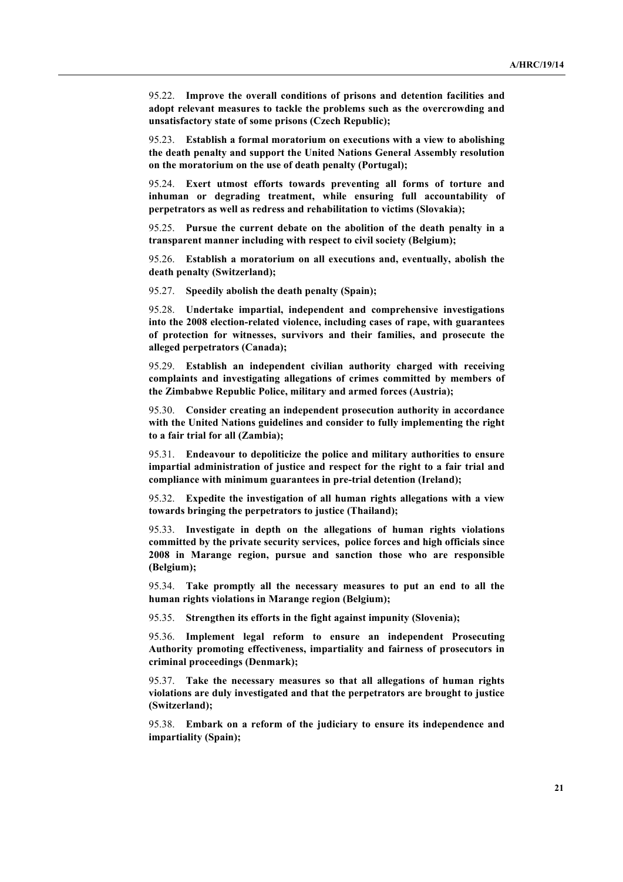95.22. **Improve the overall conditions of prisons and detention facilities and adopt relevant measures to tackle the problems such as the overcrowding and unsatisfactory state of some prisons (Czech Republic);**

95.23. **Establish a formal moratorium on executions with a view to abolishing the death penalty and support the United Nations General Assembly resolution on the moratorium on the use of death penalty (Portugal);**

95.24. **Exert utmost efforts towards preventing all forms of torture and inhuman or degrading treatment, while ensuring full accountability of perpetrators as well as redress and rehabilitation to victims (Slovakia);**

95.25. **Pursue the current debate on the abolition of the death penalty in a transparent manner including with respect to civil society (Belgium);**

95.26. **Establish a moratorium on all executions and, eventually, abolish the death penalty (Switzerland);**

95.27. **Speedily abolish the death penalty (Spain);**

95.28. **Undertake impartial, independent and comprehensive investigations into the 2008 election-related violence, including cases of rape, with guarantees of protection for witnesses, survivors and their families, and prosecute the alleged perpetrators (Canada);**

95.29. **Establish an independent civilian authority charged with receiving complaints and investigating allegations of crimes committed by members of the Zimbabwe Republic Police, military and armed forces (Austria);**

95.30. **Consider creating an independent prosecution authority in accordance with the United Nations guidelines and consider to fully implementing the right to a fair trial for all (Zambia);**

95.31. **Endeavour to depoliticize the police and military authorities to ensure impartial administration of justice and respect for the right to a fair trial and compliance with minimum guarantees in pre-trial detention (Ireland);**

95.32. **Expedite the investigation of all human rights allegations with a view towards bringing the perpetrators to justice (Thailand);**

95.33. **Investigate in depth on the allegations of human rights violations committed by the private security services, police forces and high officials since 2008 in Marange region, pursue and sanction those who are responsible (Belgium);**

95.34. **Take promptly all the necessary measures to put an end to all the human rights violations in Marange region (Belgium);**

95.35. **Strengthen its efforts in the fight against impunity (Slovenia);**

95.36. **Implement legal reform to ensure an independent Prosecuting Authority promoting effectiveness, impartiality and fairness of prosecutors in criminal proceedings (Denmark);**

95.37. **Take the necessary measures so that all allegations of human rights violations are duly investigated and that the perpetrators are brought to justice (Switzerland);**

95.38. **Embark on a reform of the judiciary to ensure its independence and impartiality (Spain);**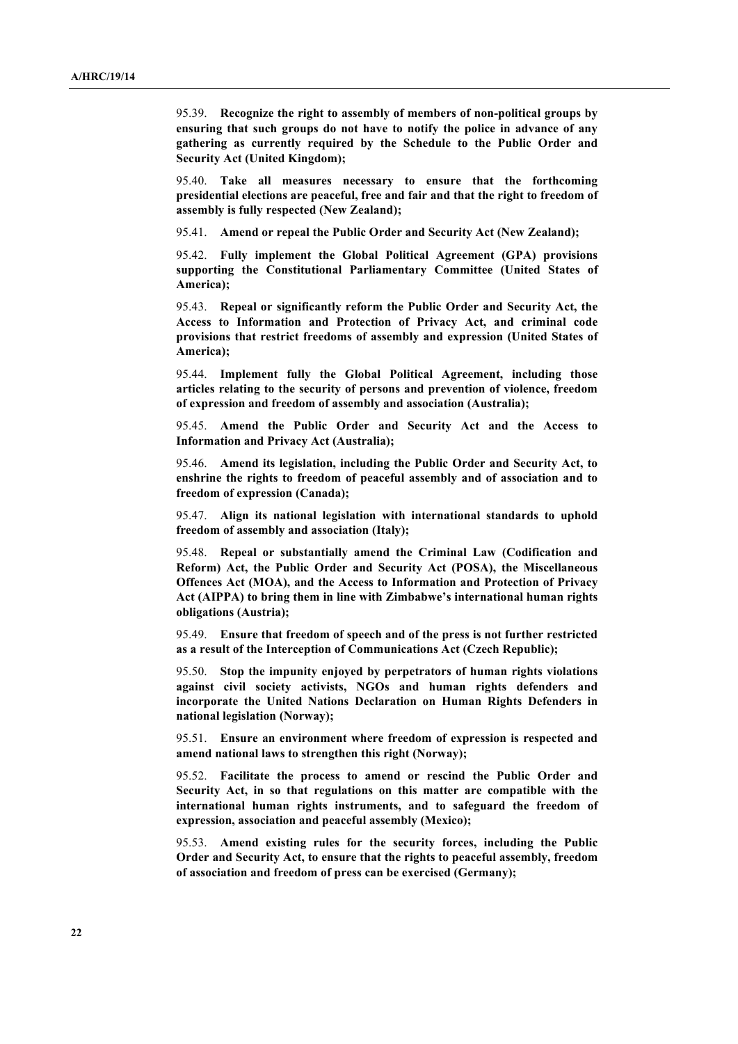95.39. **Recognize the right to assembly of members of non-political groups by ensuring that such groups do not have to notify the police in advance of any gathering as currently required by the Schedule to the Public Order and Security Act (United Kingdom);**

95.40. **Take all measures necessary to ensure that the forthcoming presidential elections are peaceful, free and fair and that the right to freedom of assembly is fully respected (New Zealand);**

95.41. **Amend or repeal the Public Order and Security Act (New Zealand);**

95.42. **Fully implement the Global Political Agreement (GPA) provisions supporting the Constitutional Parliamentary Committee (United States of America);**

95.43. **Repeal or significantly reform the Public Order and Security Act, the Access to Information and Protection of Privacy Act, and criminal code provisions that restrict freedoms of assembly and expression (United States of America);**

95.44. **Implement fully the Global Political Agreement, including those articles relating to the security of persons and prevention of violence, freedom of expression and freedom of assembly and association (Australia);**

95.45. **Amend the Public Order and Security Act and the Access to Information and Privacy Act (Australia);**

95.46. **Amend its legislation, including the Public Order and Security Act, to enshrine the rights to freedom of peaceful assembly and of association and to freedom of expression (Canada);**

95.47. **Align its national legislation with international standards to uphold freedom of assembly and association (Italy);**

95.48. **Repeal or substantially amend the Criminal Law (Codification and Reform) Act, the Public Order and Security Act (POSA), the Miscellaneous Offences Act (MOA), and the Access to Information and Protection of Privacy Act (AIPPA) to bring them in line with Zimbabwe's international human rights obligations (Austria);**

95.49. **Ensure that freedom of speech and of the press is not further restricted as a result of the Interception of Communications Act (Czech Republic);**

95.50. **Stop the impunity enjoyed by perpetrators of human rights violations against civil society activists, NGOs and human rights defenders and incorporate the United Nations Declaration on Human Rights Defenders in national legislation (Norway);**

95.51. **Ensure an environment where freedom of expression is respected and amend national laws to strengthen this right (Norway);**

95.52. **Facilitate the process to amend or rescind the Public Order and Security Act, in so that regulations on this matter are compatible with the international human rights instruments, and to safeguard the freedom of expression, association and peaceful assembly (Mexico);**

95.53. **Amend existing rules for the security forces, including the Public Order and Security Act, to ensure that the rights to peaceful assembly, freedom of association and freedom of press can be exercised (Germany);**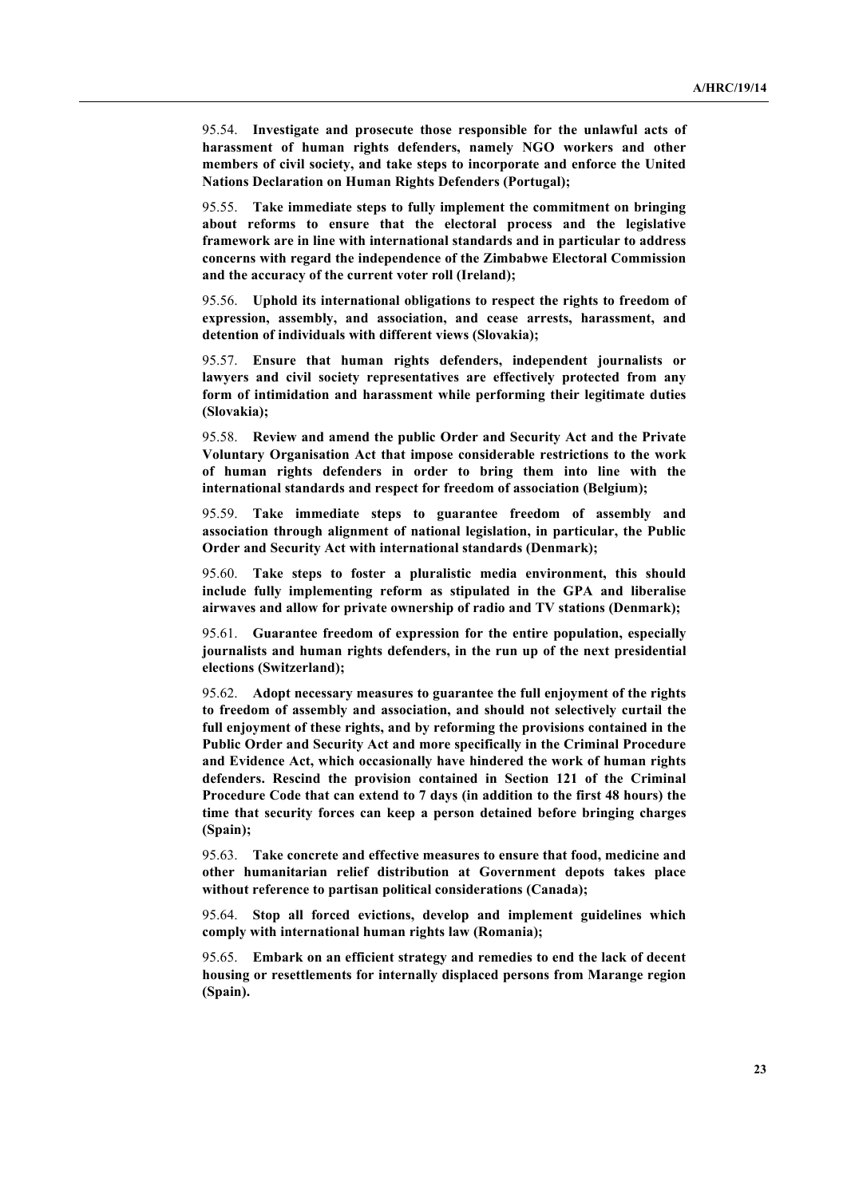95.54. **Investigate and prosecute those responsible for the unlawful acts of harassment of human rights defenders, namely NGO workers and other members of civil society, and take steps to incorporate and enforce the United Nations Declaration on Human Rights Defenders (Portugal);**

95.55. **Take immediate steps to fully implement the commitment on bringing about reforms to ensure that the electoral process and the legislative framework are in line with international standards and in particular to address concerns with regard the independence of the Zimbabwe Electoral Commission and the accuracy of the current voter roll (Ireland);**

95.56. **Uphold its international obligations to respect the rights to freedom of expression, assembly, and association, and cease arrests, harassment, and detention of individuals with different views (Slovakia);**

95.57. **Ensure that human rights defenders, independent journalists or lawyers and civil society representatives are effectively protected from any form of intimidation and harassment while performing their legitimate duties (Slovakia);**

95.58. **Review and amend the public Order and Security Act and the Private Voluntary Organisation Act that impose considerable restrictions to the work of human rights defenders in order to bring them into line with the international standards and respect for freedom of association (Belgium);**

95.59. **Take immediate steps to guarantee freedom of assembly and association through alignment of national legislation, in particular, the Public Order and Security Act with international standards (Denmark);**

95.60. **Take steps to foster a pluralistic media environment, this should include fully implementing reform as stipulated in the GPA and liberalise airwaves and allow for private ownership of radio and TV stations (Denmark);**

95.61. **Guarantee freedom of expression for the entire population, especially journalists and human rights defenders, in the run up of the next presidential elections (Switzerland);**

95.62. **Adopt necessary measures to guarantee the full enjoyment of the rights to freedom of assembly and association, and should not selectively curtail the full enjoyment of these rights, and by reforming the provisions contained in the Public Order and Security Act and more specifically in the Criminal Procedure and Evidence Act, which occasionally have hindered the work of human rights defenders. Rescind the provision contained in Section 121 of the Criminal Procedure Code that can extend to 7 days (in addition to the first 48 hours) the time that security forces can keep a person detained before bringing charges (Spain);**

95.63. **Take concrete and effective measures to ensure that food, medicine and other humanitarian relief distribution at Government depots takes place without reference to partisan political considerations (Canada);**

95.64. **Stop all forced evictions, develop and implement guidelines which comply with international human rights law (Romania);**

95.65. **Embark on an efficient strategy and remedies to end the lack of decent housing or resettlements for internally displaced persons from Marange region (Spain).**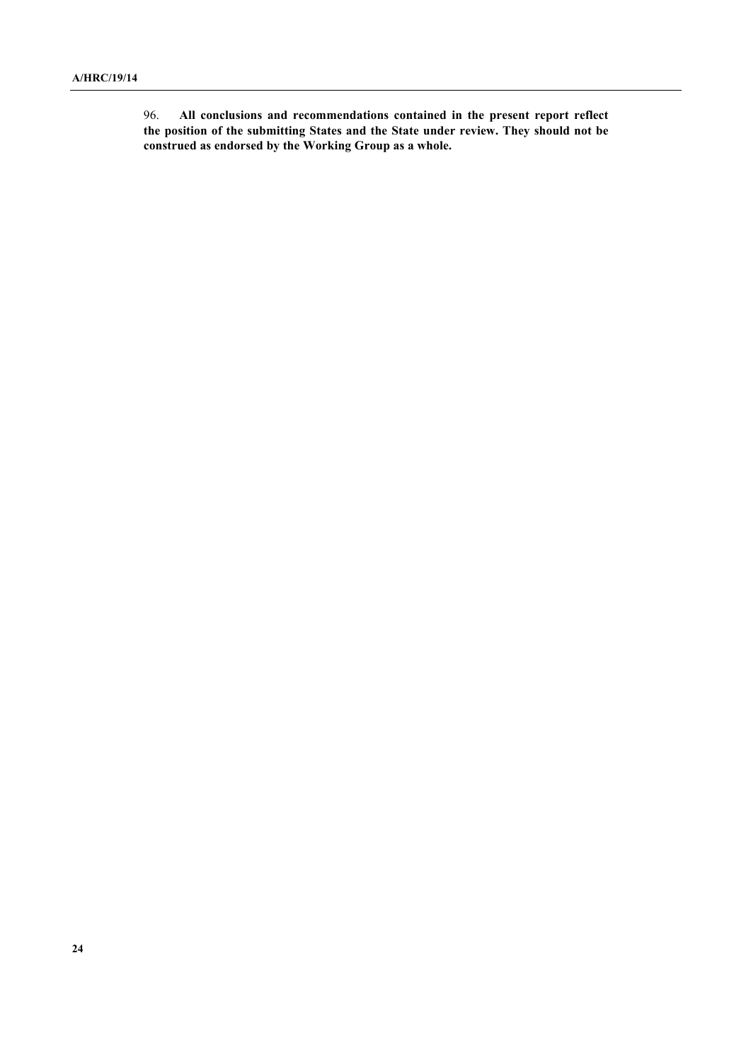96. **All conclusions and recommendations contained in the present report reflect the position of the submitting States and the State under review. They should not be construed as endorsed by the Working Group as a whole.**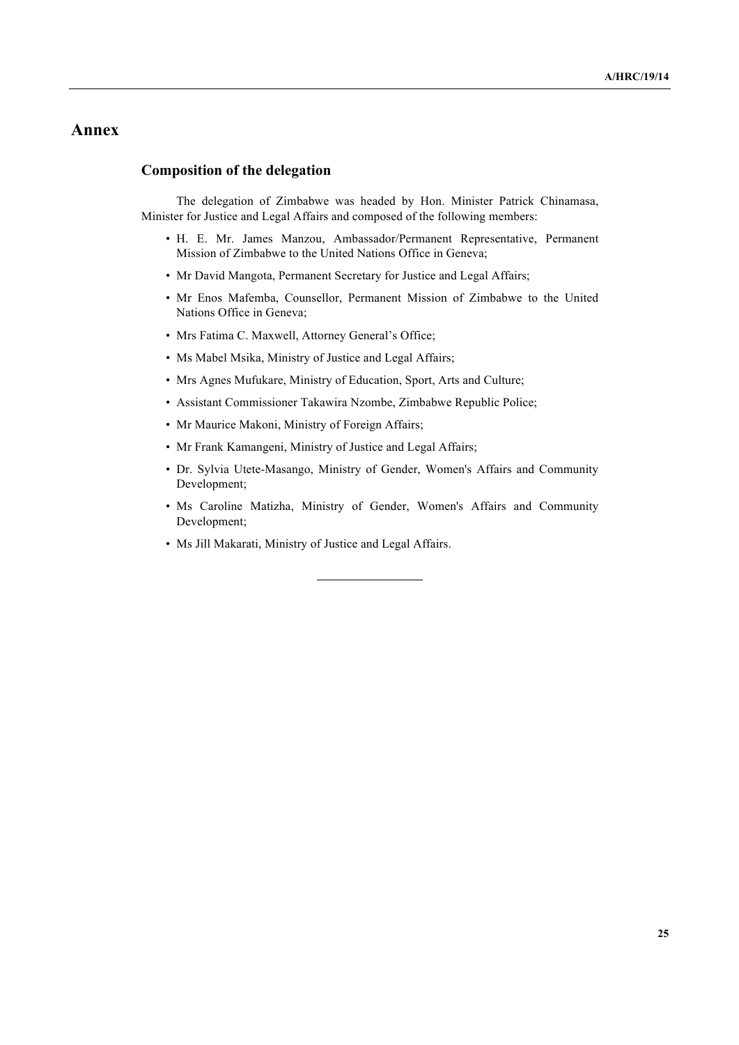# Annex

## Composition of the delegation

The delegation of Zimbabwe was headed by Hon. Minister Patrick Chinamasa, Minister for Justice and Legal Affairs and composed of the following members:

- H. E. Mr. James Manzou, Ambassador/Permanent Representative, Permanent Mission of Zimbabwe to the United Nations Office in Geneva;
- Mr David Mangota, Permanent Secretary for Justice and Legal Affairs;
- Mr Enos Mafemba, Counsellor, Permanent Mission of Zimbabwe to the United Nations Office in Geneva;
- Mrs Fatima C. Maxwell, Attorney General's Office;
- Ms Mabel Msika, Ministry of Justice and Legal Affairs;
- Mrs Agnes Mufukare, Ministry of Education, Sport, Arts and Culture;
- Assistant Commissioner Takawira Nzombe, Zimbabwe Republic Police;
- Mr Maurice Makoni, Ministry of Foreign Affairs;
- Mr Frank Kamangeni, Ministry of Justice and Legal Affairs;
- Dr. Sylvia Utete-Masango, Ministry of Gender, Women's Affairs and Community Development;
- Ms Caroline Matizha, Ministry of Gender, Women's Affairs and Community Development;
- Ms Jill Makarati, Ministry of Justice and Legal Affairs.